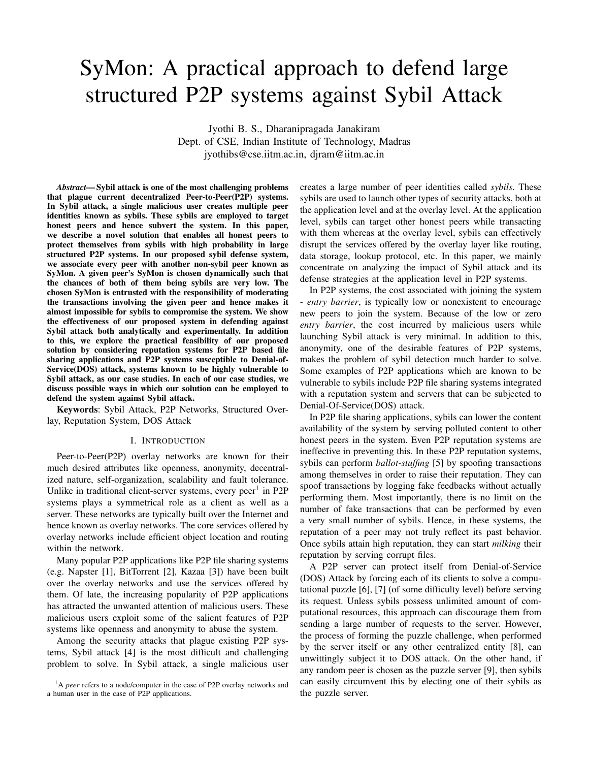# SyMon: A practical approach to defend large structured P2P systems against Sybil Attack

Jyothi B. S., Dharanipragada Janakiram
Dept. of CSE, Indian Institute of Technology, Madras
jyothibs@cse.iitm.ac.in, djram@iitm.ac.in

***Abstract*— Sybil attack is one of the most challenging problems that plague current decentralized Peer-to-Peer(P2P) systems. In Sybil attack, a single malicious user creates multiple peer identities known as sybils. These sybils are employed to target honest peers and hence subvert the system. In this paper, we describe a novel solution that enables all honest peers to protect themselves from sybils with high probability in large structured P2P systems. In our proposed sybil defense system, we associate every peer with another non-sybil peer known as SyMon. A given peer's SyMon is chosen dynamically such that the chances of both of them being sybils are very low. The chosen SyMon is entrusted with the responsibility of moderating the transactions involving the given peer and hence makes it almost impossible for sybils to compromise the system. We show the effectiveness of our proposed system in defending against Sybil attack both analytically and experimentally. In addition to this, we explore the practical feasibility of our proposed solution by considering reputation systems for P2P based file sharing applications and P2P systems susceptible to Denial-of-Service(DOS) attack, systems known to be highly vulnerable to Sybil attack, as our case studies. In each of our case studies, we discuss possible ways in which our solution can be employed to defend the system against Sybil attack.**

**Keywords**: Sybil Attack, P2P Networks, Structured Overlay, Reputation System, DOS Attack

## I. Introduction

Peer-to-Peer(P2P) overlay networks are known for their much desired attributes like openness, anonymity, decentralized nature, self-organization, scalability and fault tolerance. Unlike in traditional client-server systems, every peer[1] in P2P systems plays a symmetrical role as a client as well as a server. These networks are typically built over the Internet and hence known as overlay networks. The core services offered by overlay networks include efficient object location and routing within the network.

Many popular P2P applications like P2P file sharing systems (e.g. Napster [1], BitTorrent [2], Kazaa [3]) have been built over the overlay networks and use the services offered by them. Of late, the increasing popularity of P2P applications has attracted the unwanted attention of malicious users. These malicious users exploit some of the salient features of P2P systems like openness and anonymity to abuse the system.

Among the security attacks that plague existing P2P systems, Sybil attack [4] is the most difficult and challenging problem to solve. In Sybil attack, a single malicious user creates a large number of peer identities called *sybils*. These sybils are used to launch other types of security attacks, both at the application level and at the overlay level. At the application level, sybils can target other honest peers while transacting with them whereas at the overlay level, sybils can effectively disrupt the services offered by the overlay layer like routing, data storage, lookup protocol, etc. In this paper, we mainly concentrate on analyzing the impact of Sybil attack and its defense strategies at the application level in P2P systems.

In P2P systems, the cost associated with joining the system - *entry barrier*, is typically low or nonexistent to encourage new peers to join the system. Because of the low or zero *entry barrier*, the cost incurred by malicious users while launching Sybil attack is very minimal. In addition to this, anonymity, one of the desirable features of P2P systems, makes the problem of sybil detection much harder to solve. Some examples of P2P applications which are known to be vulnerable to sybils include P2P file sharing systems integrated with a reputation system and servers that can be subjected to Denial-Of-Service(DOS) attack.

In P2P file sharing applications, sybils can lower the content availability of the system by serving polluted content to other honest peers in the system. Even P2P reputation systems are ineffective in preventing this. In these P2P reputation systems, sybils can perform *ballot-stuffing* [5] by spoofing transactions among themselves in order to raise their reputation. They can spoof transactions by logging fake feedbacks without actually performing them. Most importantly, there is no limit on the number of fake transactions that can be performed by even a very small number of sybils. Hence, in these systems, the reputation of a peer may not truly reflect its past behavior. Once sybils attain high reputation, they can start *milking* their reputation by serving corrupt files.

A P2P server can protect itself from Denial-of-Service (DOS) Attack by forcing each of its clients to solve a computational puzzle [6], [7] (of some difficulty level) before serving its request. Unless sybils possess unlimited amount of computational resources, this approach can discourage them from sending a large number of requests to the server. However, the process of forming the puzzle challenge, when performed by the server itself or any other centralized entity [8], can unwittingly subject it to DOS attack. On the other hand, if any random peer is chosen as the puzzle server [9], then sybils can easily circumvent this by electing one of their sybils as the puzzle server.

[1] A *peer* refers to a node/computer in the case of P2P overlay networks and a human user in the case of P2P applications.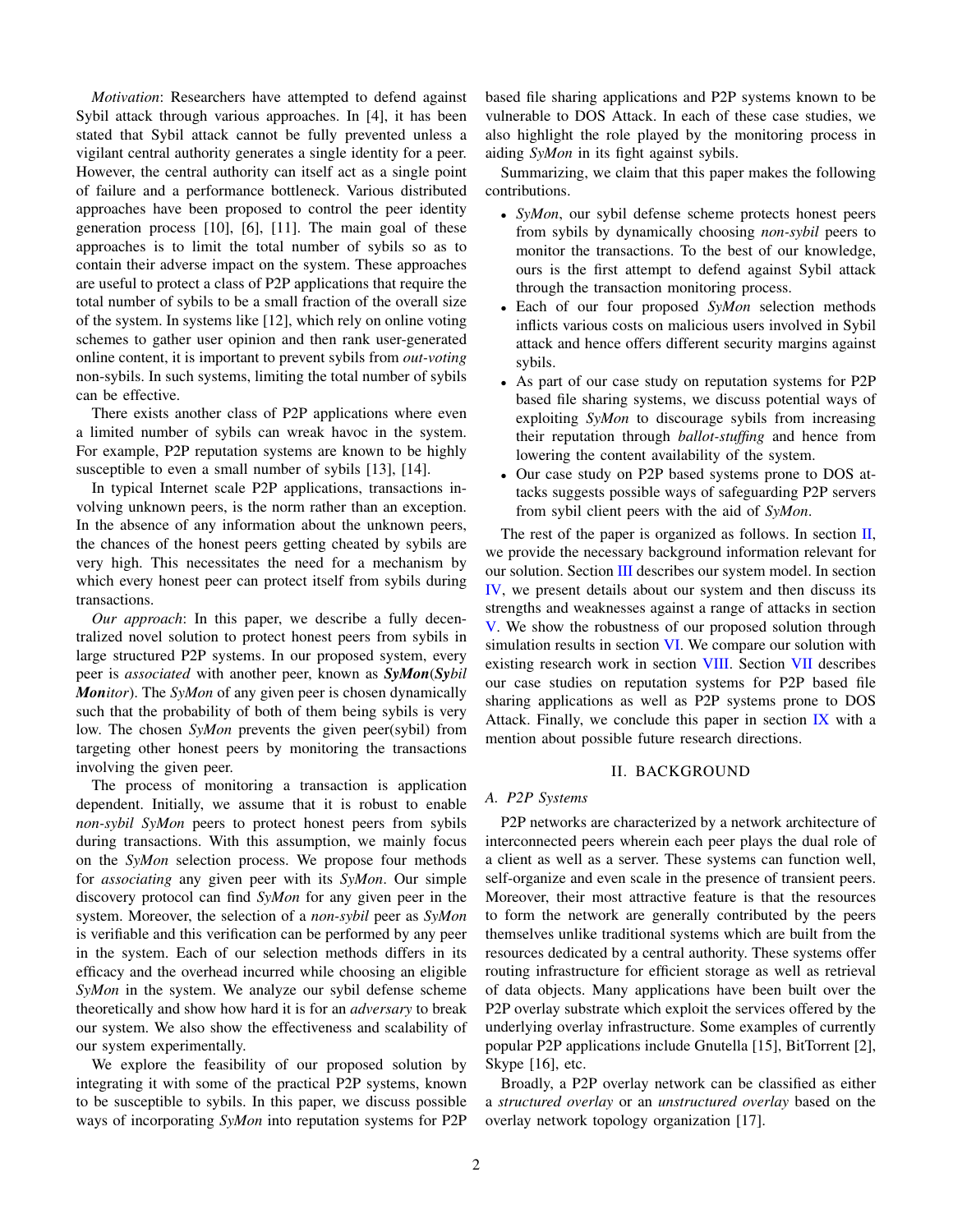*Motivation*: Researchers have attempted to defend against Sybil attack through various approaches. In [4], it has been stated that Sybil attack cannot be fully prevented unless a vigilant central authority generates a single identity for a peer. However, the central authority can itself act as a single point of failure and a performance bottleneck. Various distributed approaches have been proposed to control the peer identity generation process [10], [6], [11]. The main goal of these approaches is to limit the total number of sybils so as to contain their adverse impact on the system. These approaches are useful to protect a class of P2P applications that require the total number of sybils to be a small fraction of the overall size of the system. In systems like [12], which rely on online voting schemes to gather user opinion and then rank user-generated online content, it is important to prevent sybils from *out-voting* non-sybils. In such systems, limiting the total number of sybils can be effective.

There exists another class of P2P applications where even a limited number of sybils can wreak havoc in the system. For example, P2P reputation systems are known to be highly susceptible to even a small number of sybils [13], [14].

In typical Internet scale P2P applications, transactions involving unknown peers, is the norm rather than an exception. In the absence of any information about the unknown peers, the chances of the honest peers getting cheated by sybils are very high. This necessitates the need for a mechanism by which every honest peer can protect itself from sybils during transactions.

*Our approach*: In this paper, we describe a fully decentralized novel solution to protect honest peers from sybils in large structured P2P systems. In our proposed system, every peer is *associated* with another peer, known as ***SyMon***(***Sy****bil* ***Mon****itor*). The *SyMon* of any given peer is chosen dynamically such that the probability of both of them being sybils is very low. The chosen *SyMon* prevents the given peer(sybil) from targeting other honest peers by monitoring the transactions involving the given peer.

The process of monitoring a transaction is application dependent. Initially, we assume that it is robust to enable *non-sybil SyMon* peers to protect honest peers from sybils during transactions. With this assumption, we mainly focus on the *SyMon* selection process. We propose four methods for *associating* any given peer with its *SyMon*. Our simple discovery protocol can find *SyMon* for any given peer in the system. Moreover, the selection of a *non-sybil* peer as *SyMon* is verifiable and this verification can be performed by any peer in the system. Each of our selection methods differs in its efficacy and the overhead incurred while choosing an eligible *SyMon* in the system. We analyze our sybil defense scheme theoretically and show how hard it is for an *adversary* to break our system. We also show the effectiveness and scalability of our system experimentally.

We explore the feasibility of our proposed solution by integrating it with some of the practical P2P systems, known to be susceptible to sybils. In this paper, we discuss possible ways of incorporating *SyMon* into reputation systems for P2P based file sharing applications and P2P systems known to be vulnerable to DOS Attack. In each of these case studies, we also highlight the role played by the monitoring process in aiding *SyMon* in its fight against sybils.

Summarizing, we claim that this paper makes the following contributions.

- *SyMon*, our sybil defense scheme protects honest peers from sybils by dynamically choosing *non-sybil* peers to monitor the transactions. To the best of our knowledge, ours is the first attempt to defend against Sybil attack through the transaction monitoring process.
- Each of our four proposed *SyMon* selection methods inflicts various costs on malicious users involved in Sybil attack and hence offers different security margins against sybils.
- As part of our case study on reputation systems for P2P based file sharing systems, we discuss potential ways of exploiting *SyMon* to discourage sybils from increasing their reputation through *ballot-stuffing* and hence from lowering the content availability of the system.
- Our case study on P2P based systems prone to DOS attacks suggests possible ways of safeguarding P2P servers from sybil client peers with the aid of *SyMon*.

The rest of the paper is organized as follows. In section II, we provide the necessary background information relevant for our solution. Section III describes our system model. In section IV, we present details about our system and then discuss its strengths and weaknesses against a range of attacks in section V. We show the robustness of our proposed solution through simulation results in section VI. We compare our solution with existing research work in section VIII. Section VII describes our case studies on reputation systems for P2P based file sharing applications as well as P2P systems prone to DOS Attack. Finally, we conclude this paper in section IX with a mention about possible future research directions.

## II. BACKGROUND

### A. P2P Systems

P2P networks are characterized by a network architecture of interconnected peers wherein each peer plays the dual role of a client as well as a server. These systems can function well, self-organize and even scale in the presence of transient peers. Moreover, their most attractive feature is that the resources to form the network are generally contributed by the peers themselves unlike traditional systems which are built from the resources dedicated by a central authority. These systems offer routing infrastructure for efficient storage as well as retrieval of data objects. Many applications have been built over the P2P overlay substrate which exploit the services offered by the underlying overlay infrastructure. Some examples of currently popular P2P applications include Gnutella [15], BitTorrent [2], Skype [16], etc.

Broadly, a P2P overlay network can be classified as either a *structured overlay* or an *unstructured overlay* based on the overlay network topology organization [17].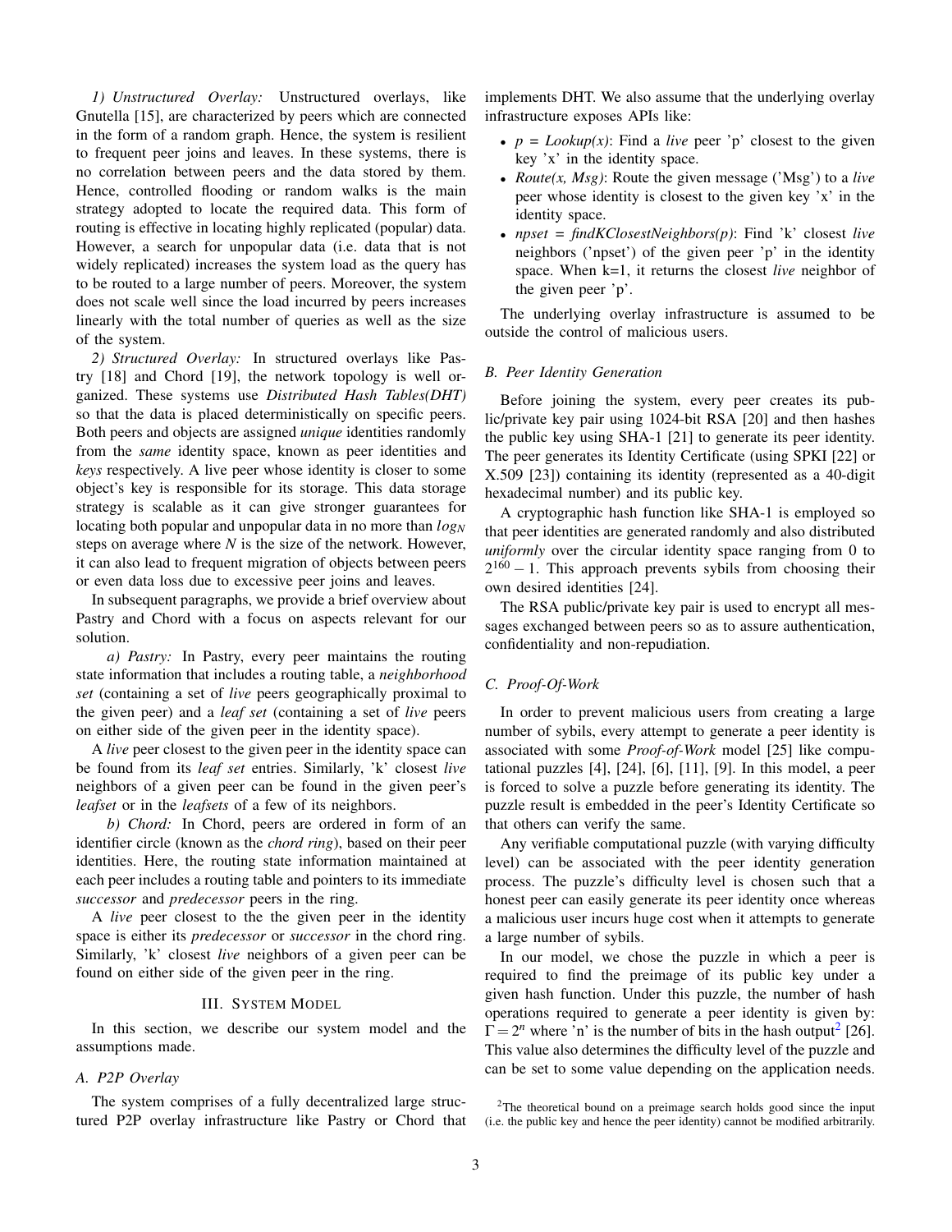*1) Unstructured Overlay:* Unstructured overlays, like Gnutella [15], are characterized by peers which are connected in the form of a random graph. Hence, the system is resilient to frequent peer joins and leaves. In these systems, there is no correlation between peers and the data stored by them. Hence, controlled flooding or random walks is the main strategy adopted to locate the required data. This form of routing is effective in locating highly replicated (popular) data. However, a search for unpopular data (i.e. data that is not widely replicated) increases the system load as the query has to be routed to a large number of peers. Moreover, the system does not scale well since the load incurred by peers increases linearly with the total number of queries as well as the size of the system.

*2) Structured Overlay:* In structured overlays like Pastry [18] and Chord [19], the network topology is well organized. These systems use *Distributed Hash Tables(DHT)* so that the data is placed deterministically on specific peers. Both peers and objects are assigned *unique* identities randomly from the *same* identity space, known as peer identities and *keys* respectively. A live peer whose identity is closer to some object's key is responsible for its storage. This data storage strategy is scalable as it can give stronger guarantees for locating both popular and unpopular data in no more than $log_N$ steps on average where $N$ is the size of the network. However, it can also lead to frequent migration of objects between peers or even data loss due to excessive peer joins and leaves.

In subsequent paragraphs, we provide a brief overview about Pastry and Chord with a focus on aspects relevant for our solution.

*a) Pastry:* In Pastry, every peer maintains the routing state information that includes a routing table, a *neighborhood set* (containing a set of *live* peers geographically proximal to the given peer) and a *leaf set* (containing a set of *live* peers on either side of the given peer in the identity space).

A *live* peer closest to the given peer in the identity space can be found from its *leaf set* entries. Similarly, 'k' closest *live* neighbors of a given peer can be found in the given peer's *leafset* or in the *leafsets* of a few of its neighbors.

*b) Chord:* In Chord, peers are ordered in form of an identifier circle (known as the *chord ring*), based on their peer identities. Here, the routing state information maintained at each peer includes a routing table and pointers to its immediate *successor* and *predecessor* peers in the ring.

A *live* peer closest to the the given peer in the identity space is either its *predecessor* or *successor* in the chord ring. Similarly, 'k' closest *live* neighbors of a given peer can be found on either side of the given peer in the ring.

## III. System Model

In this section, we describe our system model and the assumptions made.

### A. P2P Overlay

The system comprises of a fully decentralized large structured P2P overlay infrastructure like Pastry or Chord that implements DHT. We also assume that the underlying overlay infrastructure exposes APIs like:

- *p = Lookup(x)*: Find a *live* peer 'p' closest to the given key 'x' in the identity space.
- *Route(x, Msg)*: Route the given message ('Msg') to a *live* peer whose identity is closest to the given key 'x' in the identity space.
- *npset = findKClosestNeighbors(p)*: Find 'k' closest *live* neighbors ('npset') of the given peer 'p' in the identity space. When k=1, it returns the closest *live* neighbor of the given peer 'p'.

The underlying overlay infrastructure is assumed to be outside the control of malicious users.

### B. Peer Identity Generation

Before joining the system, every peer creates its public/private key pair using 1024-bit RSA [20] and then hashes the public key using SHA-1 [21] to generate its peer identity. The peer generates its Identity Certificate (using SPKI [22] or X.509 [23]) containing its identity (represented as a 40-digit hexadecimal number) and its public key.

A cryptographic hash function like SHA-1 is employed so that peer identities are generated randomly and also distributed *uniformly* over the circular identity space ranging from 0 to $2^{160} - 1$. This approach prevents sybils from choosing their own desired identities [24].

The RSA public/private key pair is used to encrypt all messages exchanged between peers so as to assure authentication, confidentiality and non-repudiation.

### C. Proof-Of-Work

In order to prevent malicious users from creating a large number of sybils, every attempt to generate a peer identity is associated with some *Proof-of-Work* model [25] like computational puzzles [4], [24], [6], [11], [9]. In this model, a peer is forced to solve a puzzle before generating its identity. The puzzle result is embedded in the peer's Identity Certificate so that others can verify the same.

Any verifiable computational puzzle (with varying difficulty level) can be associated with the peer identity generation process. The puzzle's difficulty level is chosen such that a honest peer can easily generate its peer identity once whereas a malicious user incurs huge cost when it attempts to generate a large number of sybils.

In our model, we chose the puzzle in which a peer is required to find the preimage of its public key under a given hash function. Under this puzzle, the number of hash operations required to generate a peer identity is given by: $\Gamma = 2^n$ where 'n' is the number of bits in the hash output[2] [26]. This value also determines the difficulty level of the puzzle and can be set to some value depending on the application needs.

[2] The theoretical bound on a preimage search holds good since the input (i.e. the public key and hence the peer identity) cannot be modified arbitrarily.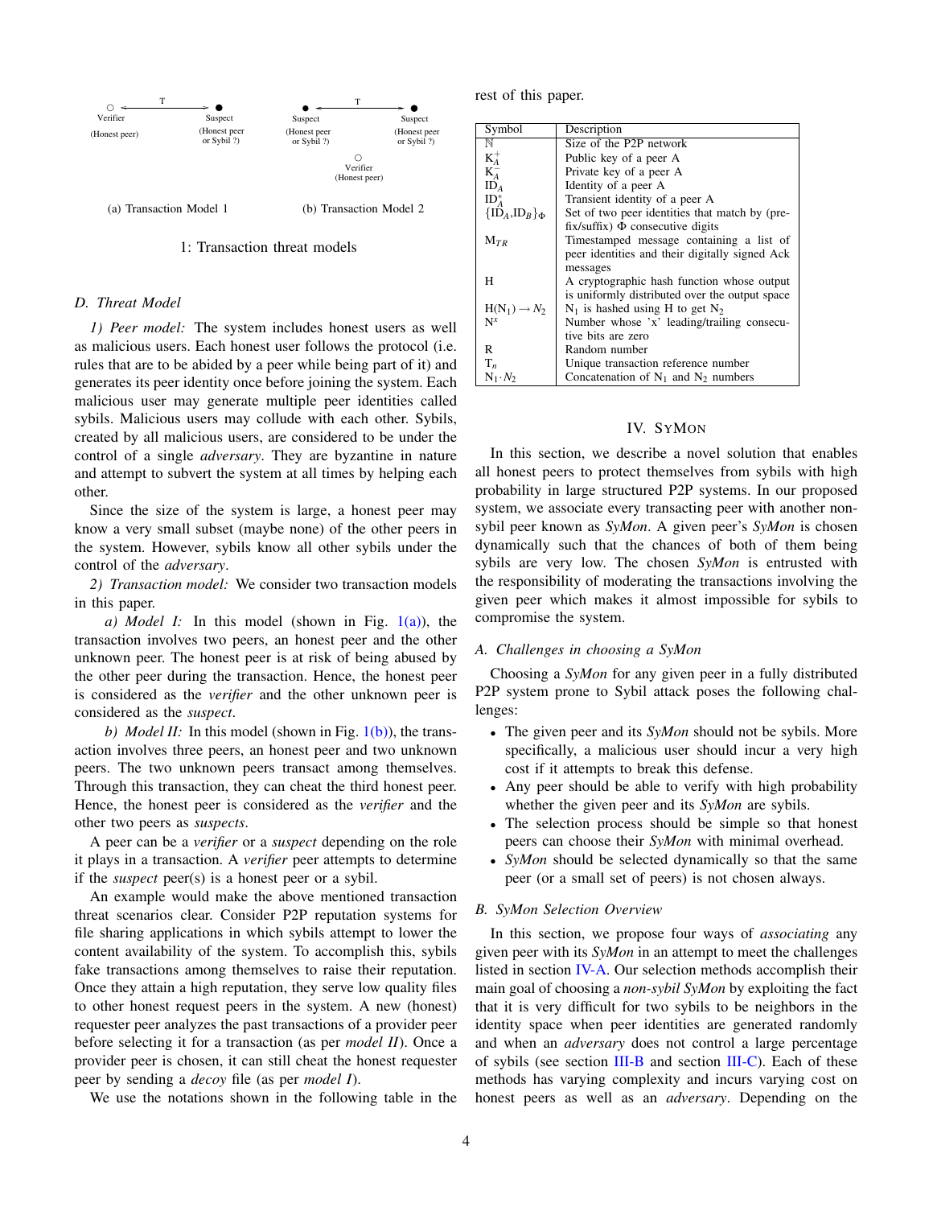(a) Transaction Model 1

(b) Transaction Model 2

1: Transaction threat models

### D. Threat Model

*1) Peer model:* The system includes honest users as well as malicious users. Each honest user follows the protocol (i.e. rules that are to be abided by a peer while being part of it) and generates its peer identity once before joining the system. Each malicious user may generate multiple peer identities called sybils. Malicious users may collude with each other. Sybils, created by all malicious users, are considered to be under the control of a single *adversary*. They are byzantine in nature and attempt to subvert the system at all times by helping each other.

Since the size of the system is large, a honest peer may know a very small subset (maybe none) of the other peers in the system. However, sybils know all other sybils under the control of the *adversary*.

*2) Transaction model:* We consider two transaction models in this paper.

*a) Model I:* In this model (shown in Fig. 1(a)), the transaction involves two peers, an honest peer and the other unknown peer. The honest peer is at risk of being abused by the other peer during the transaction. Hence, the honest peer is considered as the *verifier* and the other unknown peer is considered as the *suspect*.

*b) Model II:* In this model (shown in Fig. 1(b)), the transaction involves three peers, an honest peer and two unknown peers. The two unknown peers transact among themselves. Through this transaction, they can cheat the third honest peer. Hence, the honest peer is considered as the *verifier* and the other two peers as *suspects*.

A peer can be a *verifier* or a *suspect* depending on the role it plays in a transaction. A *verifier* peer attempts to determine if the *suspect* peer(s) is a honest peer or a sybil.

An example would make the above mentioned transaction threat scenarios clear. Consider P2P reputation systems for file sharing applications in which sybils attempt to lower the content availability of the system. To accomplish this, sybils fake transactions among themselves to raise their reputation. Once they attain a high reputation, they serve low quality files to other honest request peers in the system. A new (honest) requester peer analyzes the past transactions of a provider peer before selecting it for a transaction (as per *model II*). Once a provider peer is chosen, it can still cheat the honest requester peer by sending a *decoy* file (as per *model I*).

We use the notations shown in the following table in the rest of this paper.

| Symbol | Description |
|---|---|
| $\mathbb{N}$ | Size of the P2P network |
| $K_A^+$ | Public key of a peer A |
| $K_A^-$ | Private key of a peer A |
| $ID_A$ | Identity of a peer A |
| $ID_A^*$ | Transient identity of a peer A |
| $\{ID_A,ID_B\}_\Phi$ | Set of two peer identities that match by (prefix/suffix) $\Phi$ consecutive digits |
| $M_{TR}$ | Timestamped message containing a list of peer identities and their digitally signed Ack messages |
| H | A cryptographic hash function whose output is uniformly distributed over the output space |
| $H(N_1) \rightarrow N_2$ | $N_1$ is hashed using H to get $N_2$ |
| $N^x$ | Number whose 'x' leading/trailing consecutive bits are zero |
| R | Random number |
| $T_n$ | Unique transaction reference number |
| $N_1 \cdot N_2$ | Concatenation of $N_1$ and $N_2$ numbers |

## IV. SyMon

In this section, we describe a novel solution that enables all honest peers to protect themselves from sybils with high probability in large structured P2P systems. In our proposed system, we associate every transacting peer with another non-sybil peer known as *SyMon*. A given peer's *SyMon* is chosen dynamically such that the chances of both of them being sybils are very low. The chosen *SyMon* is entrusted with the responsibility of moderating the transactions involving the given peer which makes it almost impossible for sybils to compromise the system.

### A. Challenges in choosing a SyMon

Choosing a *SyMon* for any given peer in a fully distributed P2P system prone to Sybil attack poses the following challenges:

- The given peer and its *SyMon* should not be sybils. More specifically, a malicious user should incur a very high cost if it attempts to break this defense.
- Any peer should be able to verify with high probability whether the given peer and its *SyMon* are sybils.
- The selection process should be simple so that honest peers can choose their *SyMon* with minimal overhead.
- *SyMon* should be selected dynamically so that the same peer (or a small set of peers) is not chosen always.

### B. SyMon Selection Overview

In this section, we propose four ways of *associating* any given peer with its *SyMon* in an attempt to meet the challenges listed in section IV-A. Our selection methods accomplish their main goal of choosing a *non-sybil SyMon* by exploiting the fact that it is very difficult for two sybils to be neighbors in the identity space when peer identities are generated randomly and when an *adversary* does not control a large percentage of sybils (see section III-B and section III-C). Each of these methods has varying complexity and incurs varying cost on honest peers as well as an *adversary*. Depending on the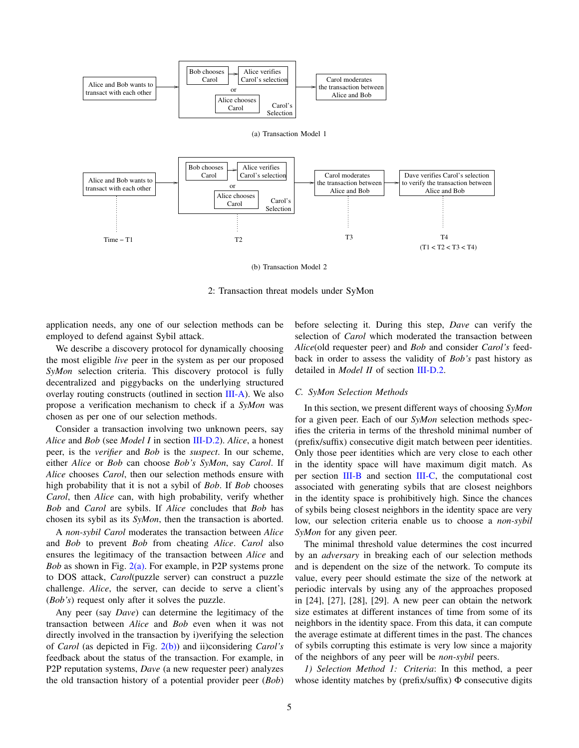Alice and Bob wants to transact with each other → [Bob chooses Carol → Alice verifies Carol's selection, or Alice chooses Carol — Carol's Selection] → Carol moderates the transaction between Alice and Bob

(a) Transaction Model 1

Alice and Bob wants to transact with each other → [Bob chooses Carol → Alice verifies Carol's selection, or Alice chooses Carol — Carol's Selection] → Carol moderates the transaction between Alice and Bob → Dave verifies Carol's selection to verify the transaction between Alice and Bob

Time – T1, T2, T3, T4 (T1 < T2 < T3 < T4)

(b) Transaction Model 2

2: Transaction threat models under SyMon

application needs, any one of our selection methods can be employed to defend against Sybil attack.

We describe a discovery protocol for dynamically choosing the most eligible *live* peer in the system as per our proposed *SyMon* selection criteria. This discovery protocol is fully decentralized and piggybacks on the underlying structured overlay routing constructs (outlined in section III-A). We also propose a verification mechanism to check if a *SyMon* was chosen as per one of our selection methods.

Consider a transaction involving two unknown peers, say *Alice* and *Bob* (see *Model I* in section III-D.2). *Alice*, a honest peer, is the *verifier* and *Bob* is the *suspect*. In our scheme, either *Alice* or *Bob* can choose *Bob's SyMon*, say *Carol*. If *Alice* chooses *Carol*, then our selection methods ensure with high probability that it is not a sybil of *Bob*. If *Bob* chooses *Carol*, then *Alice* can, with high probability, verify whether *Bob* and *Carol* are sybils. If *Alice* concludes that *Bob* has chosen its sybil as its *SyMon*, then the transaction is aborted.

A *non-sybil Carol* moderates the transaction between *Alice* and *Bob* to prevent *Bob* from cheating *Alice*. *Carol* also ensures the legitimacy of the transaction between *Alice* and *Bob* as shown in Fig. 2(a). For example, in P2P systems prone to DOS attack, *Carol*(puzzle server) can construct a puzzle challenge. *Alice*, the server, can decide to serve a client's (*Bob's*) request only after it solves the puzzle.

Any peer (say *Dave*) can determine the legitimacy of the transaction between *Alice* and *Bob* even when it was not directly involved in the transaction by i)verifying the selection of *Carol* (as depicted in Fig. 2(b)) and ii)considering *Carol's* feedback about the status of the transaction. For example, in P2P reputation systems, *Dave* (a new requester peer) analyzes the old transaction history of a potential provider peer (*Bob*) before selecting it. During this step, *Dave* can verify the selection of *Carol* which moderated the transaction between *Alice*(old requester peer) and *Bob* and consider *Carol's* feedback in order to assess the validity of *Bob's* past history as detailed in *Model II* of section III-D.2.

### C. SyMon Selection Methods

In this section, we present different ways of choosing *SyMon* for a given peer. Each of our *SyMon* selection methods specifies the criteria in terms of the threshold minimal number of (prefix/suffix) consecutive digit match between peer identities. Only those peer identities which are very close to each other in the identity space will have maximum digit match. As per section III-B and section III-C, the computational cost associated with generating sybils that are closest neighbors in the identity space is prohibitively high. Since the chances of sybils being closest neighbors in the identity space are very low, our selection criteria enable us to choose a *non-sybil SyMon* for any given peer.

The minimal threshold value determines the cost incurred by an *adversary* in breaking each of our selection methods and is dependent on the size of the network. To compute its value, every peer should estimate the size of the network at periodic intervals by using any of the approaches proposed in [24], [27], [28], [29]. A new peer can obtain the network size estimates at different instances of time from some of its neighbors in the identity space. From this data, it can compute the average estimate at different times in the past. The chances of sybils corrupting this estimate is very low since a majority of the neighbors of any peer will be *non-sybil* peers.

*1) Selection Method 1: Criteria*: In this method, a peer whose identity matches by (prefix/suffix) $\Phi$ consecutive digits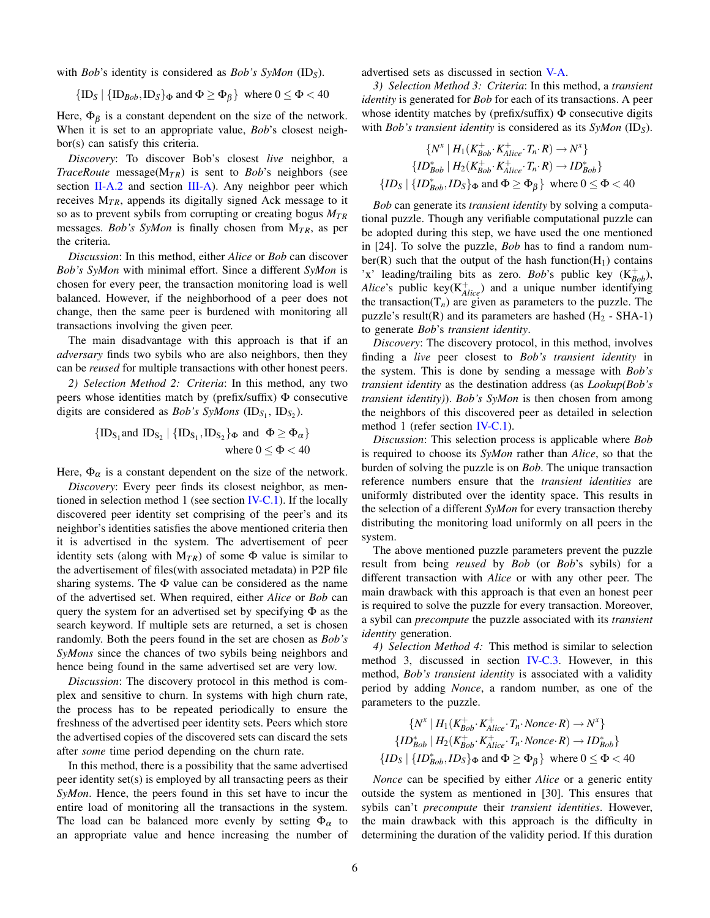with *Bob*'s identity is considered as *Bob's SyMon* ($\text{ID}_S$).

$$\{\text{ID}_S \mid \{\text{ID}_{Bob}, \text{ID}_S\}_\Phi \text{ and } \Phi \geq \Phi_\beta\} \text{ where } 0 \leq \Phi < 40$$

Here, $\Phi_\beta$ is a constant dependent on the size of the network. When it is set to an appropriate value, *Bob*'s closest neighbor(s) can satisfy this criteria.

*Discovery*: To discover Bob's closest *live* neighbor, a *TraceRoute* message($\text{M}_{TR}$) is sent to *Bob*'s neighbors (see section II-A.2 and section III-A). Any neighbor peer which receives $\text{M}_{TR}$, appends its digitally signed Ack message to it so as to prevent sybils from corrupting or creating bogus $M_{TR}$ messages. *Bob's SyMon* is finally chosen from $\text{M}_{TR}$, as per the criteria.

*Discussion*: In this method, either *Alice* or *Bob* can discover *Bob's SyMon* with minimal effort. Since a different *SyMon* is chosen for every peer, the transaction monitoring load is well balanced. However, if the neighborhood of a peer does not change, then the same peer is burdened with monitoring all transactions involving the given peer.

The main disadvantage with this approach is that if an *adversary* finds two sybils who are also neighbors, then they can be *reused* for multiple transactions with other honest peers.

*2) Selection Method 2: Criteria*: In this method, any two peers whose identities match by (prefix/suffix) $\Phi$ consecutive digits are considered as *Bob's SyMons* ($\text{ID}_{S_1}$, $\text{ID}_{S_2}$).

$$\{\text{ID}_{S_1} \text{and } \text{ID}_{S_2} \mid \{\text{ID}_{S_1}, \text{ID}_{S_2}\}_\Phi \text{ and } \Phi \geq \Phi_\alpha\} \quad \text{where } 0 \leq \Phi < 40$$

Here, $\Phi_\alpha$ is a constant dependent on the size of the network.

*Discovery*: Every peer finds its closest neighbor, as mentioned in selection method 1 (see section IV-C.1). If the locally discovered peer identity set comprising of the peer's and its neighbor's identities satisfies the above mentioned criteria then it is advertised in the system. The advertisement of peer identity sets (along with $\text{M}_{TR}$) of some $\Phi$ value is similar to the advertisement of files(with associated metadata) in P2P file sharing systems. The $\Phi$ value can be considered as the name of the advertised set. When required, either *Alice* or *Bob* can query the system for an advertised set by specifying $\Phi$ as the search keyword. If multiple sets are returned, a set is chosen randomly. Both the peers found in the set are chosen as *Bob's SyMons* since the chances of two sybils being neighbors and hence being found in the same advertised set are very low.

*Discussion*: The discovery protocol in this method is complex and sensitive to churn. In systems with high churn rate, the process has to be repeated periodically to ensure the freshness of the advertised peer identity sets. Peers which store the advertised copies of the discovered sets can discard the sets after *some* time period depending on the churn rate.

In this method, there is a possibility that the same advertised peer identity set(s) is employed by all transacting peers as their *SyMon*. Hence, the peers found in this set have to incur the entire load of monitoring all the transactions in the system. The load can be balanced more evenly by setting $\Phi_\alpha$ to an appropriate value and hence increasing the number of advertised sets as discussed in section V-A.

*3) Selection Method 3: Criteria*: In this method, a *transient identity* is generated for *Bob* for each of its transactions. A peer whose identity matches by (prefix/suffix) $\Phi$ consecutive digits with *Bob's transient identity* is considered as its *SyMon* ($\text{ID}_S$).

$$\{N^x \mid H_1(K^+_{Bob} \cdot K^+_{Alice} \cdot T_n \cdot R) \rightarrow N^x\}$$
$$\{ID^*_{Bob} \mid H_2(K^+_{Bob} \cdot K^+_{Alice} \cdot T_n \cdot R) \rightarrow ID^*_{Bob}\}$$
$$\{ID_S \mid \{ID^*_{Bob}, ID_S\}_\Phi \text{ and } \Phi \geq \Phi_\beta\} \text{ where } 0 \leq \Phi < 40$$

*Bob* can generate its *transient identity* by solving a computational puzzle. Though any verifiable computational puzzle can be adopted during this step, we have used the one mentioned in [24]. To solve the puzzle, *Bob* has to find a random number(R) such that the output of the hash function($\text{H}_1$) contains 'x' leading/trailing bits as zero. *Bob*'s public key ($\text{K}^+_{Bob}$), *Alice*'s public key($\text{K}^+_{Alice}$) and a unique number identifying the transaction($\text{T}_n$) are given as parameters to the puzzle. The puzzle's result(R) and its parameters are hashed ($\text{H}_2$ - SHA-1) to generate *Bob*'s *transient identity*.

*Discovery*: The discovery protocol, in this method, involves finding a *live* peer closest to *Bob's transient identity* in the system. This is done by sending a message with *Bob's transient identity* as the destination address (as *Lookup(Bob's transient identity)*). *Bob's SyMon* is then chosen from among the neighbors of this discovered peer as detailed in selection method 1 (refer section IV-C.1).

*Discussion*: This selection process is applicable where *Bob* is required to choose its *SyMon* rather than *Alice*, so that the burden of solving the puzzle is on *Bob*. The unique transaction reference numbers ensure that the *transient identities* are uniformly distributed over the identity space. This results in the selection of a different *SyMon* for every transaction thereby distributing the monitoring load uniformly on all peers in the system.

The above mentioned puzzle parameters prevent the puzzle result from being *reused* by *Bob* (or *Bob*'s sybils) for a different transaction with *Alice* or with any other peer. The main drawback with this approach is that even an honest peer is required to solve the puzzle for every transaction. Moreover, a sybil can *precompute* the puzzle associated with its *transient identity* generation.

*4) Selection Method 4:* This method is similar to selection method 3, discussed in section IV-C.3. However, in this method, *Bob's transient identity* is associated with a validity period by adding *Nonce*, a random number, as one of the parameters to the puzzle.

$$\{N^x \mid H_1(K^+_{Bob} \cdot K^+_{Alice} \cdot T_n \cdot Nonce \cdot R) \rightarrow N^x\}$$
$$\{ID^*_{Bob} \mid H_2(K^+_{Bob} \cdot K^+_{Alice} \cdot T_n \cdot Nonce \cdot R) \rightarrow ID^*_{Bob}\}$$
$$\{ID_S \mid \{ID^*_{Bob}, ID_S\}_\Phi \text{ and } \Phi \geq \Phi_\beta\} \text{ where } 0 \leq \Phi < 40$$

*Nonce* can be specified by either *Alice* or a generic entity outside the system as mentioned in [30]. This ensures that sybils can't *precompute* their *transient identities*. However, the main drawback with this approach is the difficulty in determining the duration of the validity period. If this duration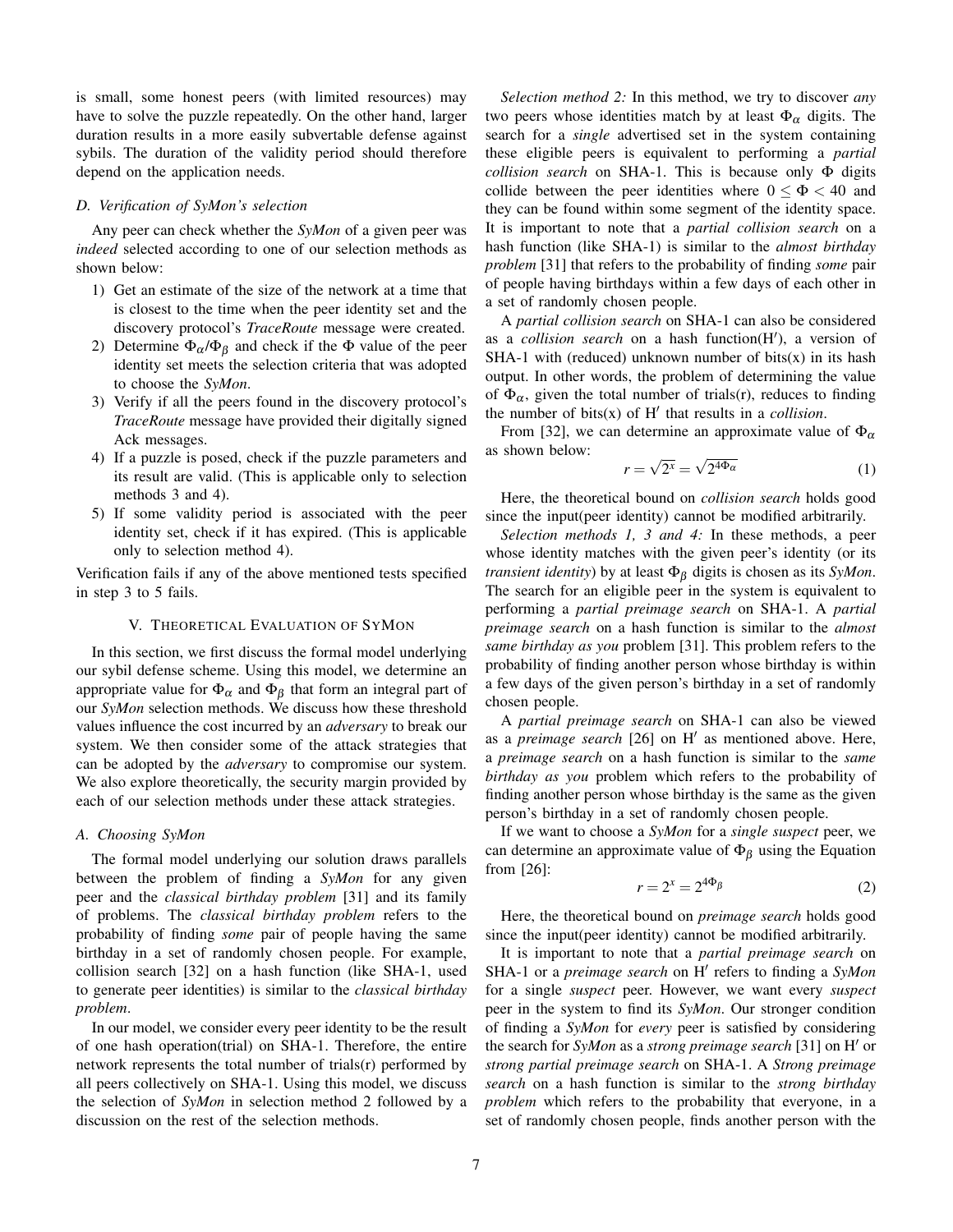is small, some honest peers (with limited resources) may have to solve the puzzle repeatedly. On the other hand, larger duration results in a more easily subvertable defense against sybils. The duration of the validity period should therefore depend on the application needs.

### D. Verification of SyMon's selection

Any peer can check whether the *SyMon* of a given peer was *indeed* selected according to one of our selection methods as shown below:

1) Get an estimate of the size of the network at a time that is closest to the time when the peer identity set and the discovery protocol's *TraceRoute* message were created.
2) Determine $\Phi_\alpha$/$\Phi_\beta$ and check if the $\Phi$ value of the peer identity set meets the selection criteria that was adopted to choose the *SyMon*.
3) Verify if all the peers found in the discovery protocol's *TraceRoute* message have provided their digitally signed Ack messages.
4) If a puzzle is posed, check if the puzzle parameters and its result are valid. (This is applicable only to selection methods 3 and 4).
5) If some validity period is associated with the peer identity set, check if it has expired. (This is applicable only to selection method 4).

Verification fails if any of the above mentioned tests specified in step 3 to 5 fails.

## V. Theoretical Evaluation of SyMon

In this section, we first discuss the formal model underlying our sybil defense scheme. Using this model, we determine an appropriate value for $\Phi_\alpha$ and $\Phi_\beta$ that form an integral part of our *SyMon* selection methods. We discuss how these threshold values influence the cost incurred by an *adversary* to break our system. We then consider some of the attack strategies that can be adopted by the *adversary* to compromise our system. We also explore theoretically, the security margin provided by each of our selection methods under these attack strategies.

### A. Choosing SyMon

The formal model underlying our solution draws parallels between the problem of finding a *SyMon* for any given peer and the *classical birthday problem* [31] and its family of problems. The *classical birthday problem* refers to the probability of finding *some* pair of people having the same birthday in a set of randomly chosen people. For example, collision search [32] on a hash function (like SHA-1, used to generate peer identities) is similar to the *classical birthday problem*.

In our model, we consider every peer identity to be the result of one hash operation(trial) on SHA-1. Therefore, the entire network represents the total number of trials(r) performed by all peers collectively on SHA-1. Using this model, we discuss the selection of *SyMon* in selection method 2 followed by a discussion on the rest of the selection methods.

*Selection method 2:* In this method, we try to discover *any* two peers whose identities match by at least $\Phi_\alpha$ digits. The search for a *single* advertised set in the system containing these eligible peers is equivalent to performing a *partial collision search* on SHA-1. This is because only $\Phi$ digits collide between the peer identities where $0 \le \Phi < 40$ and they can be found within some segment of the identity space. It is important to note that a *partial collision search* on a hash function (like SHA-1) is similar to the *almost birthday problem* [31] that refers to the probability of finding *some* pair of people having birthdays within a few days of each other in a set of randomly chosen people.

A *partial collision search* on SHA-1 can also be considered as a *collision search* on a hash function(H′), a version of SHA-1 with (reduced) unknown number of bits(x) in its hash output. In other words, the problem of determining the value of $\Phi_\alpha$, given the total number of trials(r), reduces to finding the number of bits(x) of H′ that results in a *collision*.

From [32], we can determine an approximate value of $\Phi_\alpha$ as shown below:

$$r = \sqrt{2^x} = \sqrt{2^{4\Phi_\alpha}} \tag{1}$$

Here, the theoretical bound on *collision search* holds good since the input(peer identity) cannot be modified arbitrarily.

*Selection methods 1, 3 and 4:* In these methods, a peer whose identity matches with the given peer's identity (or its *transient identity*) by at least $\Phi_\beta$ digits is chosen as its *SyMon*. The search for an eligible peer in the system is equivalent to performing a *partial preimage search* on SHA-1. A *partial preimage search* on a hash function is similar to the *almost same birthday as you* problem [31]. This problem refers to the probability of finding another person whose birthday is within a few days of the given person's birthday in a set of randomly chosen people.

A *partial preimage search* on SHA-1 can also be viewed as a *preimage search* [26] on H′ as mentioned above. Here, a *preimage search* on a hash function is similar to the *same birthday as you* problem which refers to the probability of finding another person whose birthday is the same as the given person's birthday in a set of randomly chosen people.

If we want to choose a *SyMon* for a *single suspect* peer, we can determine an approximate value of $\Phi_\beta$ using the Equation from [26]:

$$r = 2^x = 2^{4\Phi_\beta} \tag{2}$$

Here, the theoretical bound on *preimage search* holds good since the input(peer identity) cannot be modified arbitrarily.

It is important to note that a *partial preimage search* on SHA-1 or a *preimage search* on H′ refers to finding a *SyMon* for a single *suspect* peer. However, we want every *suspect* peer in the system to find its *SyMon*. Our stronger condition of finding a *SyMon* for *every* peer is satisfied by considering the search for *SyMon* as a *strong preimage search* [31] on H′ or *strong partial preimage search* on SHA-1. A *Strong preimage search* on a hash function is similar to the *strong birthday problem* which refers to the probability that everyone, in a set of randomly chosen people, finds another person with the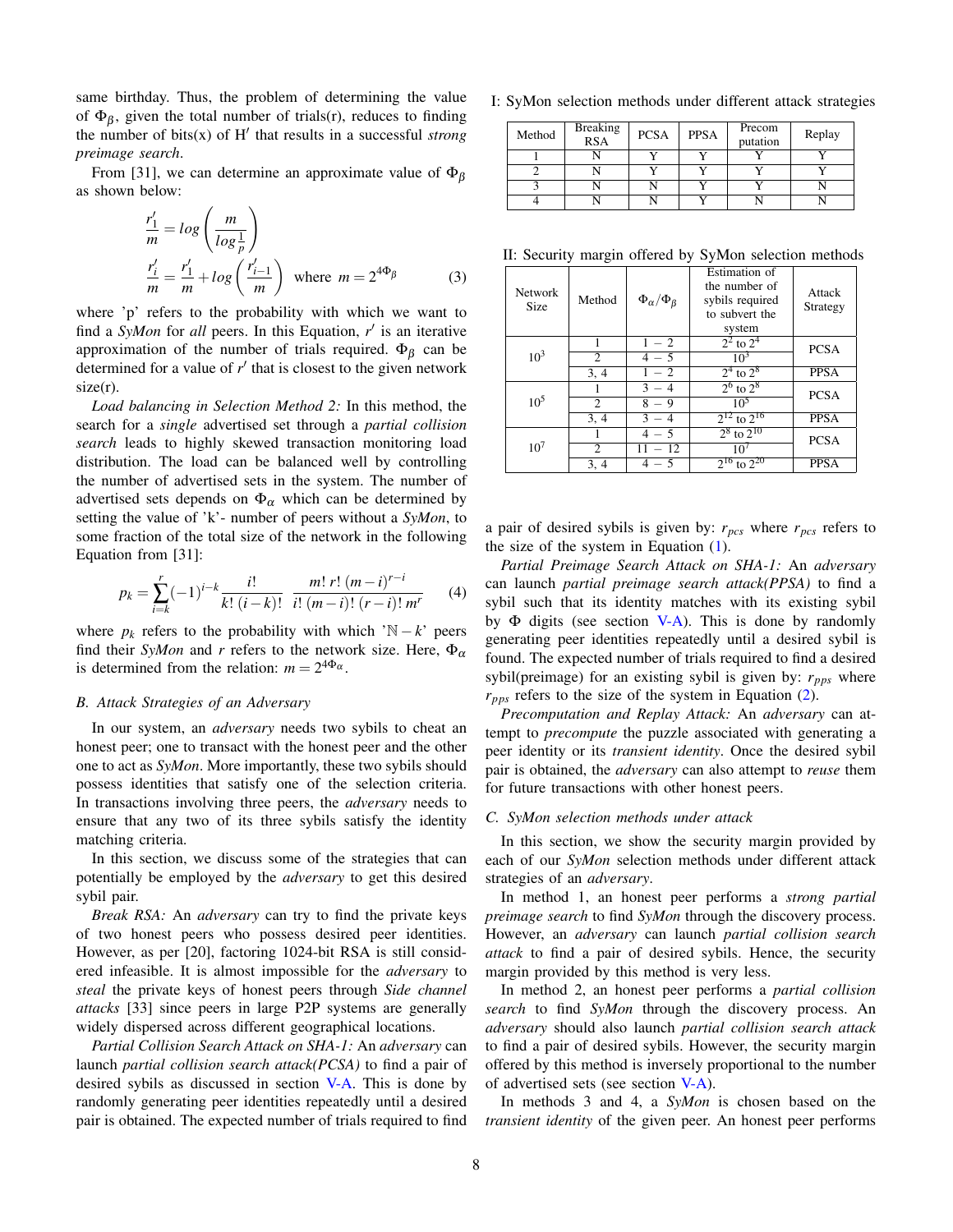same birthday. Thus, the problem of determining the value of $\Phi_\beta$, given the total number of trials(r), reduces to finding the number of bits(x) of H′ that results in a successful *strong preimage search*.

From [31], we can determine an approximate value of $\Phi_\beta$ as shown below:

$$\frac{r_1'}{m} = log\left(\frac{m}{log\frac{1}{p}}\right)$$
$$\frac{r_i'}{m} = \frac{r_1'}{m} + log\left(\frac{r_{i-1}'}{m}\right) \text{ where } m = 2^{4\Phi_\beta} \quad (3)$$

where 'p' refers to the probability with which we want to find a *SyMon* for *all* peers. In this Equation, $r'$ is an iterative approximation of the number of trials required. $\Phi_\beta$ can be determined for a value of $r'$ that is closest to the given network size(r).

*Load balancing in Selection Method 2:* In this method, the search for a *single* advertised set through a *partial collision search* leads to highly skewed transaction monitoring load distribution. The load can be balanced well by controlling the number of advertised sets in the system. The number of advertised sets depends on $\Phi_\alpha$ which can be determined by setting the value of 'k'- number of peers without a *SyMon*, to some fraction of the total size of the network in the following Equation from [31]:

$$p_k = \sum_{i=k}^{r} (-1)^{i-k} \frac{i!}{k!\,(i-k)!}\ \frac{m!\,r!\,(m-i)^{r-i}}{i!\,(m-i)!\,(r-i)!\,m^r} \quad (4)$$

where $p_k$ refers to the probability with which '$\mathbb{N}-k$' peers find their *SyMon* and $r$ refers to the network size. Here, $\Phi_\alpha$ is determined from the relation: $m = 2^{4\Phi_\alpha}$.

### B. Attack Strategies of an Adversary

In our system, an *adversary* needs two sybils to cheat an honest peer; one to transact with the honest peer and the other one to act as *SyMon*. More importantly, these two sybils should possess identities that satisfy one of the selection criteria. In transactions involving three peers, the *adversary* needs to ensure that any two of its three sybils satisfy the identity matching criteria.

In this section, we discuss some of the strategies that can potentially be employed by the *adversary* to get this desired sybil pair.

*Break RSA:* An *adversary* can try to find the private keys of two honest peers who possess desired peer identities. However, as per [20], factoring 1024-bit RSA is still considered infeasible. It is almost impossible for the *adversary* to *steal* the private keys of honest peers through *Side channel attacks* [33] since peers in large P2P systems are generally widely dispersed across different geographical locations.

*Partial Collision Search Attack on SHA-1:* An *adversary* can launch *partial collision search attack(PCSA)* to find a pair of desired sybils as discussed in section V-A. This is done by randomly generating peer identities repeatedly until a desired pair is obtained. The expected number of trials required to find a pair of desired sybils is given by: $r_{pcs}$ where $r_{pcs}$ refers to the size of the system in Equation (1).

*Partial Preimage Search Attack on SHA-1:* An *adversary* can launch *partial preimage search attack(PPSA)* to find a sybil such that its identity matches with its existing sybil by $\Phi$ digits (see section V-A). This is done by randomly generating peer identities repeatedly until a desired sybil is found. The expected number of trials required to find a desired sybil(preimage) for an existing sybil is given by: $r_{pps}$ where $r_{pps}$ refers to the size of the system in Equation (2).

*Precomputation and Replay Attack:* An *adversary* can attempt to *precompute* the puzzle associated with generating a peer identity or its *transient identity*. Once the desired sybil pair is obtained, the *adversary* can also attempt to *reuse* them for future transactions with other honest peers.

I: SyMon selection methods under different attack strategies

| Method | Breaking RSA | PCSA | PPSA | Precom putation | Replay |
|---|---|---|---|---|---|
| 1 | N | Y | Y | Y | Y |
| 2 | N | Y | Y | Y | Y |
| 3 | N | N | Y | Y | N |
| 4 | N | N | Y | N | N |

II: Security margin offered by SyMon selection methods

| Network Size | Method | $\Phi_\alpha/\Phi_\beta$ | Estimation of the number of sybils required to subvert the system | Attack Strategy |
|---|---|---|---|---|
| $10^3$ | 1 | 1 − 2 | $2^2$ to $2^4$ | PCSA |
| | 2 | 4 − 5 | $10^3$ | |
| | 3, 4 | 1 − 2 | $2^4$ to $2^8$ | PPSA |
| $10^5$ | 1 | 3 − 4 | $2^6$ to $2^8$ | PCSA |
| | 2 | 8 − 9 | $10^5$ | |
| | 3, 4 | 3 − 4 | $2^{12}$ to $2^{16}$ | PPSA |
| $10^7$ | 1 | 4 − 5 | $2^8$ to $2^{10}$ | PCSA |
| | 2 | 11 − 12 | $10^7$ | |
| | 3, 4 | 4 − 5 | $2^{16}$ to $2^{20}$ | PPSA |

### C. SyMon selection methods under attack

In this section, we show the security margin provided by each of our *SyMon* selection methods under different attack strategies of an *adversary*.

In method 1, an honest peer performs a *strong partial preimage search* to find *SyMon* through the discovery process. However, an *adversary* can launch *partial collision search attack* to find a pair of desired sybils. Hence, the security margin provided by this method is very less.

In method 2, an honest peer performs a *partial collision search* to find *SyMon* through the discovery process. An *adversary* should also launch *partial collision search attack* to find a pair of desired sybils. However, the security margin offered by this method is inversely proportional to the number of advertised sets (see section V-A).

In methods 3 and 4, a *SyMon* is chosen based on the *transient identity* of the given peer. An honest peer performs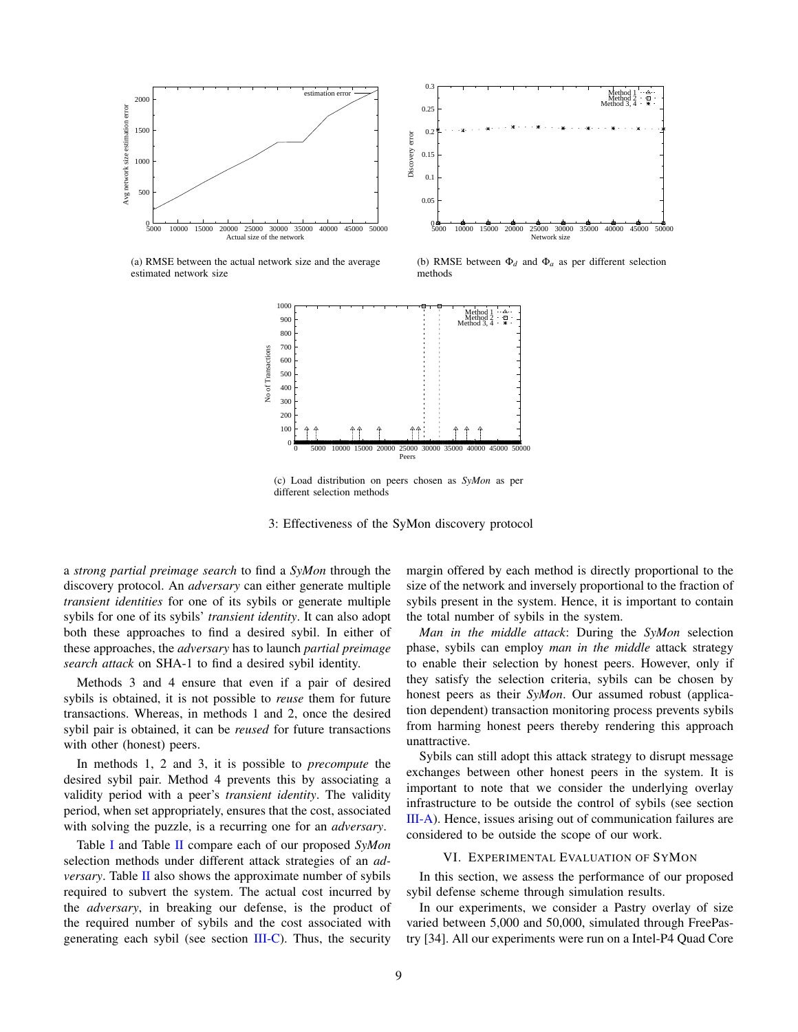(a) RMSE between the actual network size and the average estimated network size

(b) RMSE between $\Phi_d$ and $\Phi_a$ as per different selection methods

(c) Load distribution on peers chosen as *SyMon* as per different selection methods

3: Effectiveness of the SyMon discovery protocol

a *strong partial preimage search* to find a *SyMon* through the discovery protocol. An *adversary* can either generate multiple *transient identities* for one of its sybils or generate multiple sybils for one of its sybils' *transient identity*. It can also adopt both these approaches to find a desired sybil. In either of these approaches, the *adversary* has to launch *partial preimage search attack* on SHA-1 to find a desired sybil identity.

Methods 3 and 4 ensure that even if a pair of desired sybils is obtained, it is not possible to *reuse* them for future transactions. Whereas, in methods 1 and 2, once the desired sybil pair is obtained, it can be *reused* for future transactions with other (honest) peers.

In methods 1, 2 and 3, it is possible to *precompute* the desired sybil pair. Method 4 prevents this by associating a validity period with a peer's *transient identity*. The validity period, when set appropriately, ensures that the cost, associated with solving the puzzle, is a recurring one for an *adversary*.

Table I and Table II compare each of our proposed *SyMon* selection methods under different attack strategies of an *adversary*. Table II also shows the approximate number of sybils required to subvert the system. The actual cost incurred by the *adversary*, in breaking our defense, is the product of the required number of sybils and the cost associated with generating each sybil (see section III-C). Thus, the security margin offered by each method is directly proportional to the size of the network and inversely proportional to the fraction of sybils present in the system. Hence, it is important to contain the total number of sybils in the system.

*Man in the middle attack*: During the *SyMon* selection phase, sybils can employ *man in the middle* attack strategy to enable their selection by honest peers. However, only if they satisfy the selection criteria, sybils can be chosen by honest peers as their *SyMon*. Our assumed robust (application dependent) transaction monitoring process prevents sybils from harming honest peers thereby rendering this approach unattractive.

Sybils can still adopt this attack strategy to disrupt message exchanges between other honest peers in the system. It is important to note that we consider the underlying overlay infrastructure to be outside the control of sybils (see section III-A). Hence, issues arising out of communication failures are considered to be outside the scope of our work.

## VI. Experimental Evaluation of SyMon

In this section, we assess the performance of our proposed sybil defense scheme through simulation results.

In our experiments, we consider a Pastry overlay of size varied between 5,000 and 50,000, simulated through FreePastry [34]. All our experiments were run on a Intel-P4 Quad Core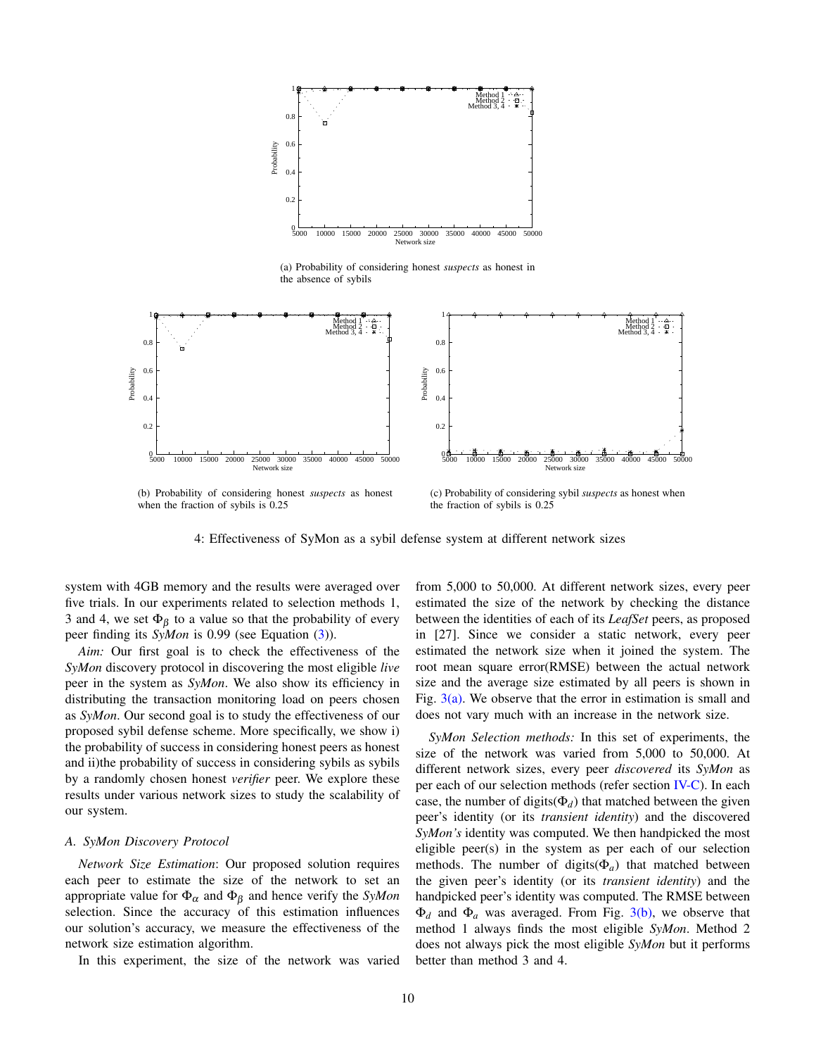(a) Probability of considering honest *suspects* as honest in the absence of sybils

(b) Probability of considering honest *suspects* as honest when the fraction of sybils is 0.25

(c) Probability of considering sybil *suspects* as honest when the fraction of sybils is 0.25

4: Effectiveness of SyMon as a sybil defense system at different network sizes

system with 4GB memory and the results were averaged over five trials. In our experiments related to selection methods 1, 3 and 4, we set $\Phi_\beta$ to a value so that the probability of every peer finding its *SyMon* is 0.99 (see Equation (3)).

*Aim:* Our first goal is to check the effectiveness of the *SyMon* discovery protocol in discovering the most eligible *live* peer in the system as *SyMon*. We also show its efficiency in distributing the transaction monitoring load on peers chosen as *SyMon*. Our second goal is to study the effectiveness of our proposed sybil defense scheme. More specifically, we show i) the probability of success in considering honest peers as honest and ii)the probability of success in considering sybils as sybils by a randomly chosen honest *verifier* peer. We explore these results under various network sizes to study the scalability of our system.

### A. SyMon Discovery Protocol

*Network Size Estimation*: Our proposed solution requires each peer to estimate the size of the network to set an appropriate value for $\Phi_\alpha$ and $\Phi_\beta$ and hence verify the *SyMon* selection. Since the accuracy of this estimation influences our solution's accuracy, we measure the effectiveness of the network size estimation algorithm.

In this experiment, the size of the network was varied from 5,000 to 50,000. At different network sizes, every peer estimated the size of the network by checking the distance between the identities of each of its *LeafSet* peers, as proposed in [27]. Since we consider a static network, every peer estimated the network size when it joined the system. The root mean square error(RMSE) between the actual network size and the average size estimated by all peers is shown in Fig. 3(a). We observe that the error in estimation is small and does not vary much with an increase in the network size.

*SyMon Selection methods:* In this set of experiments, the size of the network was varied from 5,000 to 50,000. At different network sizes, every peer *discovered* its *SyMon* as per each of our selection methods (refer section IV-C). In each case, the number of digits($\Phi_d$) that matched between the given peer's identity (or its *transient identity*) and the discovered *SyMon's* identity was computed. We then handpicked the most eligible peer(s) in the system as per each of our selection methods. The number of digits($\Phi_a$) that matched between the given peer's identity (or its *transient identity*) and the handpicked peer's identity was computed. The RMSE between $\Phi_d$ and $\Phi_a$ was averaged. From Fig. 3(b), we observe that method 1 always finds the most eligible *SyMon*. Method 2 does not always pick the most eligible *SyMon* but it performs better than method 3 and 4.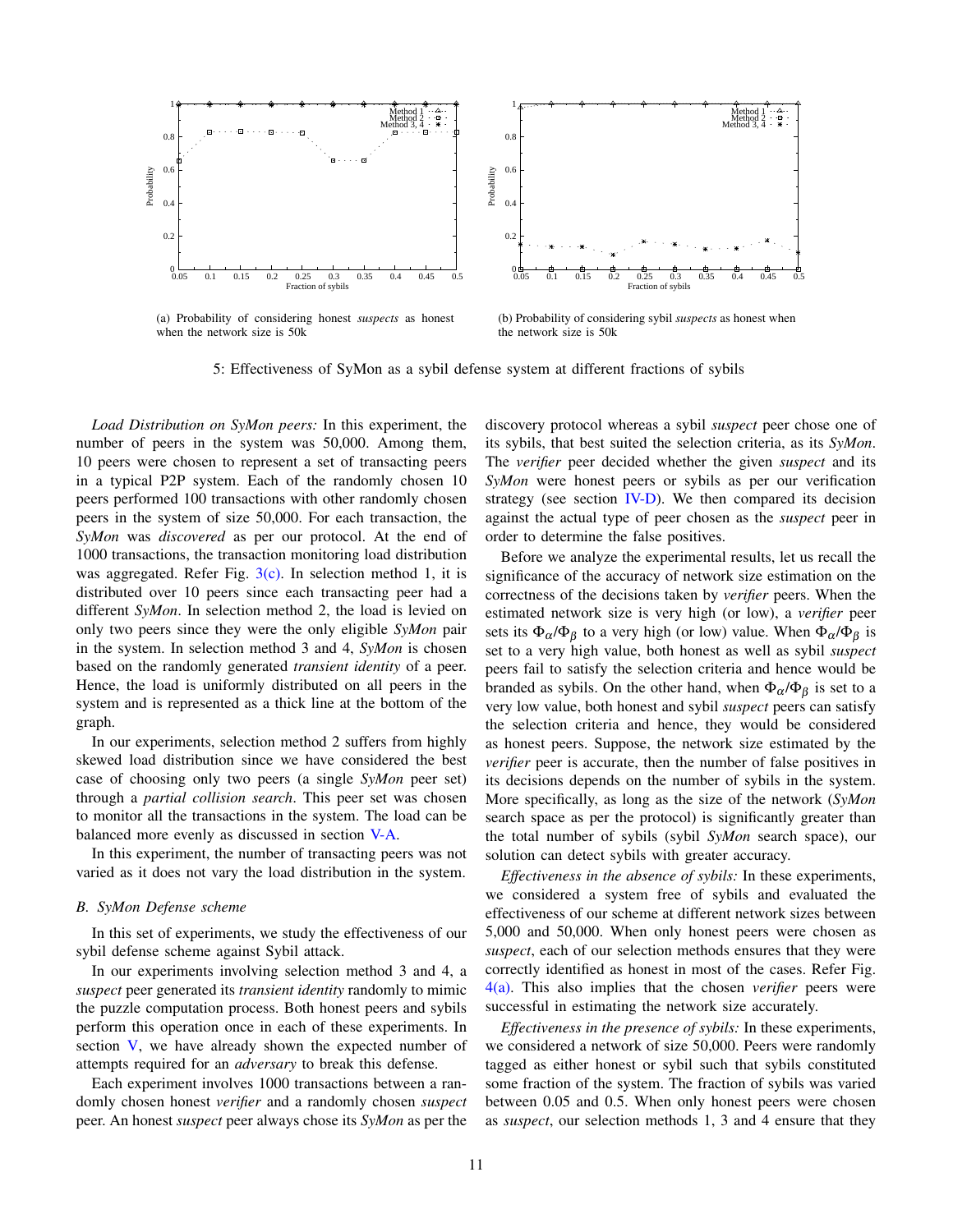(a) Probability of considering honest *suspects* as honest when the network size is 50k

(b) Probability of considering sybil *suspects* as honest when the network size is 50k

5: Effectiveness of SyMon as a sybil defense system at different fractions of sybils

*Load Distribution on SyMon peers:* In this experiment, the number of peers in the system was 50,000. Among them, 10 peers were chosen to represent a set of transacting peers in a typical P2P system. Each of the randomly chosen 10 peers performed 100 transactions with other randomly chosen peers in the system of size 50,000. For each transaction, the *SyMon* was *discovered* as per our protocol. At the end of 1000 transactions, the transaction monitoring load distribution was aggregated. Refer Fig. 3(c). In selection method 1, it is distributed over 10 peers since each transacting peer had a different *SyMon*. In selection method 2, the load is levied on only two peers since they were the only eligible *SyMon* pair in the system. In selection method 3 and 4, *SyMon* is chosen based on the randomly generated *transient identity* of a peer. Hence, the load is uniformly distributed on all peers in the system and is represented as a thick line at the bottom of the graph.

In our experiments, selection method 2 suffers from highly skewed load distribution since we have considered the best case of choosing only two peers (a single *SyMon* peer set) through a *partial collision search*. This peer set was chosen to monitor all the transactions in the system. The load can be balanced more evenly as discussed in section V-A.

In this experiment, the number of transacting peers was not varied as it does not vary the load distribution in the system.

### B. SyMon Defense scheme

In this set of experiments, we study the effectiveness of our sybil defense scheme against Sybil attack.

In our experiments involving selection method 3 and 4, a *suspect* peer generated its *transient identity* randomly to mimic the puzzle computation process. Both honest peers and sybils perform this operation once in each of these experiments. In section V, we have already shown the expected number of attempts required for an *adversary* to break this defense.

Each experiment involves 1000 transactions between a randomly chosen honest *verifier* and a randomly chosen *suspect* peer. An honest *suspect* peer always chose its *SyMon* as per the discovery protocol whereas a sybil *suspect* peer chose one of its sybils, that best suited the selection criteria, as its *SyMon*. The *verifier* peer decided whether the given *suspect* and its *SyMon* were honest peers or sybils as per our verification strategy (see section IV-D). We then compared its decision against the actual type of peer chosen as the *suspect* peer in order to determine the false positives.

Before we analyze the experimental results, let us recall the significance of the accuracy of network size estimation on the correctness of the decisions taken by *verifier* peers. When the estimated network size is very high (or low), a *verifier* peer sets its $\Phi_\alpha/\Phi_\beta$ to a very high (or low) value. When $\Phi_\alpha/\Phi_\beta$ is set to a very high value, both honest as well as sybil *suspect* peers fail to satisfy the selection criteria and hence would be branded as sybils. On the other hand, when $\Phi_\alpha/\Phi_\beta$ is set to a very low value, both honest and sybil *suspect* peers can satisfy the selection criteria and hence, they would be considered as honest peers. Suppose, the network size estimated by the *verifier* peer is accurate, then the number of false positives in its decisions depends on the number of sybils in the system. More specifically, as long as the size of the network (*SyMon* search space as per the protocol) is significantly greater than the total number of sybils (sybil *SyMon* search space), our solution can detect sybils with greater accuracy.

*Effectiveness in the absence of sybils:* In these experiments, we considered a system free of sybils and evaluated the effectiveness of our scheme at different network sizes between 5,000 and 50,000. When only honest peers were chosen as *suspect*, each of our selection methods ensures that they were correctly identified as honest in most of the cases. Refer Fig. 4(a). This also implies that the chosen *verifier* peers were successful in estimating the network size accurately.

*Effectiveness in the presence of sybils:* In these experiments, we considered a network of size 50,000. Peers were randomly tagged as either honest or sybil such that sybils constituted some fraction of the system. The fraction of sybils was varied between 0.05 and 0.5. When only honest peers were chosen as *suspect*, our selection methods 1, 3 and 4 ensure that they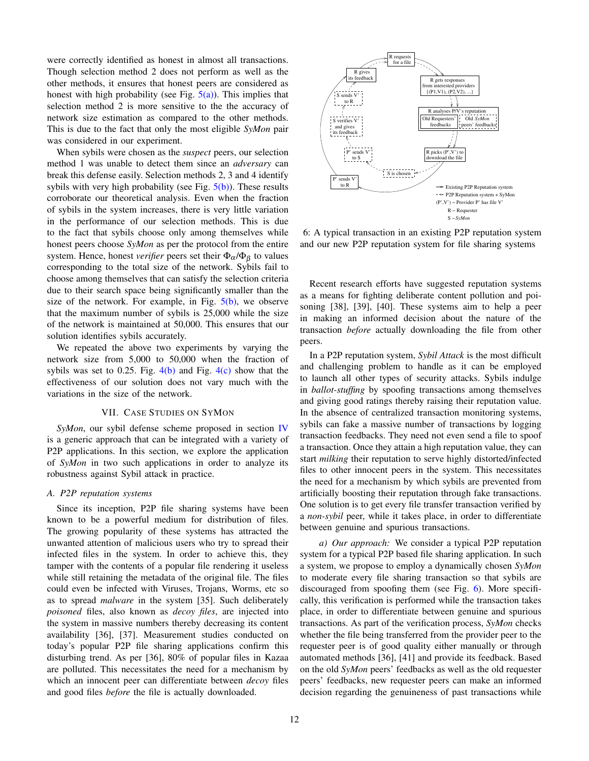were correctly identified as honest in almost all transactions. Though selection method 2 does not perform as well as the other methods, it ensures that honest peers are considered as honest with high probability (see Fig. 5(a)). This implies that selection method 2 is more sensitive to the the accuracy of network size estimation as compared to the other methods. This is due to the fact that only the most eligible *SyMon* pair was considered in our experiment.

When sybils were chosen as the *suspect* peers, our selection method 1 was unable to detect them since an *adversary* can break this defense easily. Selection methods 2, 3 and 4 identify sybils with very high probability (see Fig. 5(b)). These results corroborate our theoretical analysis. Even when the fraction of sybils in the system increases, there is very little variation in the performance of our selection methods. This is due to the fact that sybils choose only among themselves while honest peers choose *SyMon* as per the protocol from the entire system. Hence, honest *verifier* peers set their $\Phi_\alpha/\Phi_\beta$ to values corresponding to the total size of the network. Sybils fail to choose among themselves that can satisfy the selection criteria due to their search space being significantly smaller than the size of the network. For example, in Fig. 5(b), we observe that the maximum number of sybils is 25,000 while the size of the network is maintained at 50,000. This ensures that our solution identifies sybils accurately.

We repeated the above two experiments by varying the network size from 5,000 to 50,000 when the fraction of sybils was set to 0.25. Fig. 4(b) and Fig. 4(c) show that the effectiveness of our solution does not vary much with the variations in the size of the network.

## VII. Case Studies on SyMon

*SyMon*, our sybil defense scheme proposed in section IV is a generic approach that can be integrated with a variety of P2P applications. In this section, we explore the application of *SyMon* in two such applications in order to analyze its robustness against Sybil attack in practice.

### A. P2P reputation systems

Since its inception, P2P file sharing systems have been known to be a powerful medium for distribution of files. The growing popularity of these systems has attracted the unwanted attention of malicious users who try to spread their infected files in the system. In order to achieve this, they tamper with the contents of a popular file rendering it useless while still retaining the metadata of the original file. The files could even be infected with Viruses, Trojans, Worms, etc so as to spread *malware* in the system [35]. Such deliberately *poisoned* files, also known as *decoy files*, are injected into the system in massive numbers thereby decreasing its content availability [36], [37]. Measurement studies conducted on today's popular P2P file sharing applications confirm this disturbing trend. As per [36], 80% of popular files in Kazaa are polluted. This necessitates the need for a mechanism by which an innocent peer can differentiate between *decoy* files and good files *before* the file is actually downloaded.

6: A typical transaction in an existing P2P reputation system and our new P2P reputation system for file sharing systems

Recent research efforts have suggested reputation systems as a means for fighting deliberate content pollution and poisoning [38], [39], [40]. These systems aim to help a peer in making an informed decision about the nature of the transaction *before* actually downloading the file from other peers.

In a P2P reputation system, *Sybil Attack* is the most difficult and challenging problem to handle as it can be employed to launch all other types of security attacks. Sybils indulge in *ballot-stuffing* by spoofing transactions among themselves and giving good ratings thereby raising their reputation value. In the absence of centralized transaction monitoring systems, sybils can fake a massive number of transactions by logging transaction feedbacks. They need not even send a file to spoof a transaction. Once they attain a high reputation value, they can start *milking* their reputation to serve highly distorted/infected files to other innocent peers in the system. This necessitates the need for a mechanism by which sybils are prevented from artificially boosting their reputation through fake transactions. One solution is to get every file transfer transaction verified by a *non-sybil* peer, while it takes place, in order to differentiate between genuine and spurious transactions.

*a) Our approach:* We consider a typical P2P reputation system for a typical P2P based file sharing application. In such a system, we propose to employ a dynamically chosen *SyMon* to moderate every file sharing transaction so that sybils are discouraged from spoofing them (see Fig. 6). More specifically, this verification is performed while the transaction takes place, in order to differentiate between genuine and spurious transactions. As part of the verification process, *SyMon* checks whether the file being transferred from the provider peer to the requester peer is of good quality either manually or through automated methods [36], [41] and provide its feedback. Based on the old *SyMon* peers' feedbacks as well as the old requester peers' feedbacks, new requester peers can make an informed decision regarding the genuineness of past transactions while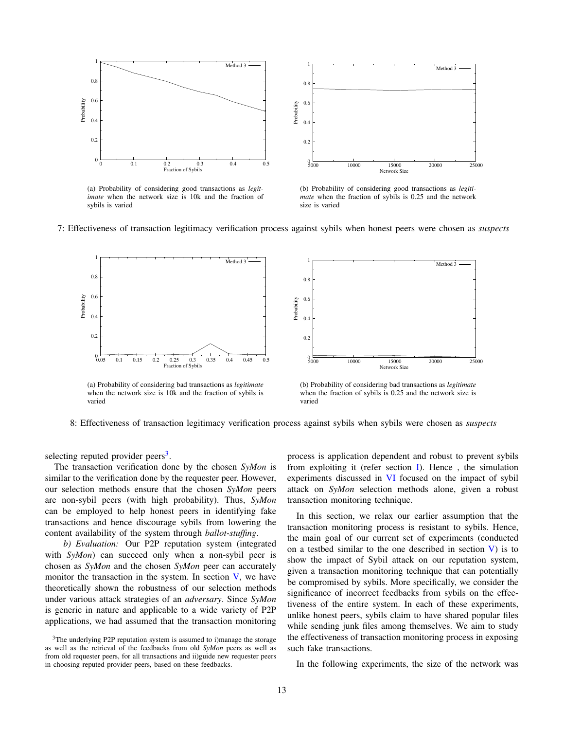(a) Probability of considering good transactions as *legitimate* when the network size is 10k and the fraction of sybils is varied

(b) Probability of considering good transactions as *legitimate* when the fraction of sybils is 0.25 and the network size is varied

7: Effectiveness of transaction legitimacy verification process against sybils when honest peers were chosen as *suspects*

(a) Probability of considering bad transactions as *legitimate* when the network size is 10k and the fraction of sybils is varied

(b) Probability of considering bad transactions as *legitimate* when the fraction of sybils is 0.25 and the network size is varied

8: Effectiveness of transaction legitimacy verification process against sybils when sybils were chosen as *suspects*

selecting reputed provider peers[3].

The transaction verification done by the chosen *SyMon* is similar to the verification done by the requester peer. However, our selection methods ensure that the chosen *SyMon* peers are non-sybil peers (with high probability). Thus, *SyMon* can be employed to help honest peers in identifying fake transactions and hence discourage sybils from lowering the content availability of the system through *ballot-stuffing*.

*b) Evaluation:* Our P2P reputation system (integrated with *SyMon*) can succeed only when a non-sybil peer is chosen as *SyMon* and the chosen *SyMon* peer can accurately monitor the transaction in the system. In section V, we have theoretically shown the robustness of our selection methods under various attack strategies of an *adversary*. Since *SyMon* is generic in nature and applicable to a wide variety of P2P applications, we had assumed that the transaction monitoring process is application dependent and robust to prevent sybils from exploiting it (refer section I). Hence , the simulation experiments discussed in VI focused on the impact of sybil attack on *SyMon* selection methods alone, given a robust transaction monitoring technique.

In this section, we relax our earlier assumption that the transaction monitoring process is resistant to sybils. Hence, the main goal of our current set of experiments (conducted on a testbed similar to the one described in section V) is to show the impact of Sybil attack on our reputation system, given a transaction monitoring technique that can potentially be compromised by sybils. More specifically, we consider the significance of incorrect feedbacks from sybils on the effectiveness of the entire system. In each of these experiments, unlike honest peers, sybils claim to have shared popular files while sending junk files among themselves. We aim to study the effectiveness of transaction monitoring process in exposing such fake transactions.

In the following experiments, the size of the network was

[3]The underlying P2P reputation system is assumed to i)manage the storage as well as the retrieval of the feedbacks from old *SyMon* peers as well as from old requester peers, for all transactions and ii)guide new requester peers in choosing reputed provider peers, based on these feedbacks.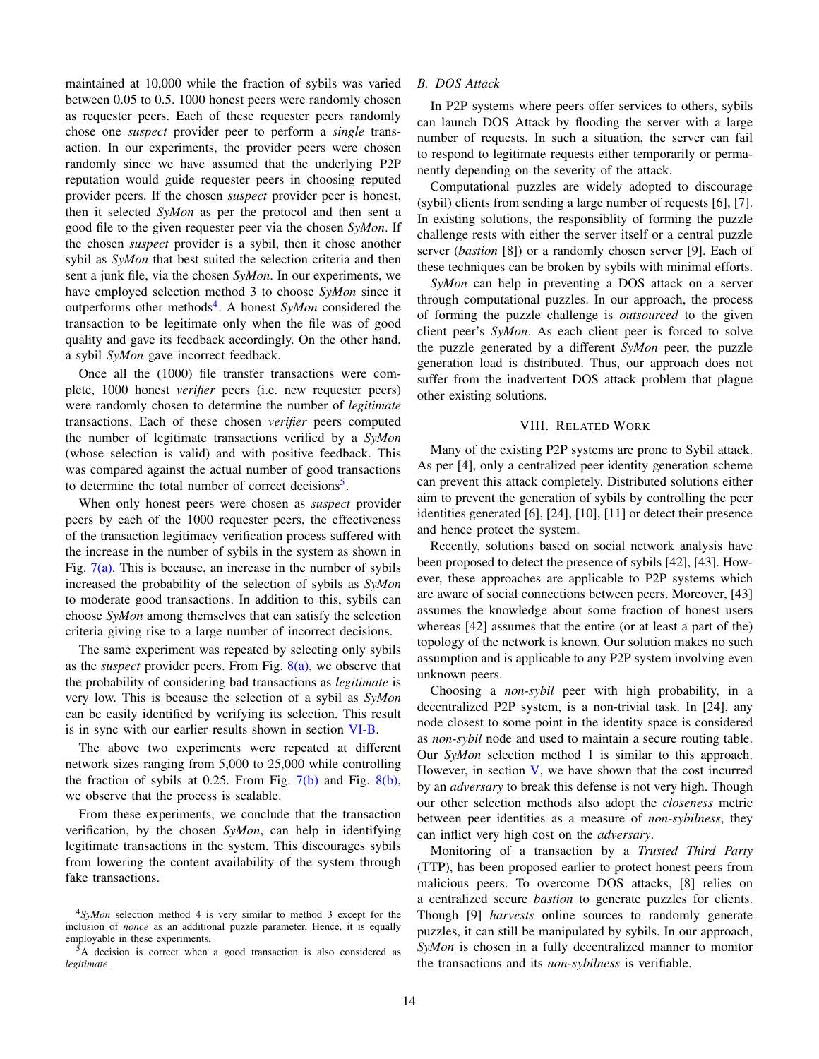maintained at 10,000 while the fraction of sybils was varied between 0.05 to 0.5. 1000 honest peers were randomly chosen as requester peers. Each of these requester peers randomly chose one *suspect* provider peer to perform a *single* transaction. In our experiments, the provider peers were chosen randomly since we have assumed that the underlying P2P reputation would guide requester peers in choosing reputed provider peers. If the chosen *suspect* provider peer is honest, then it selected *SyMon* as per the protocol and then sent a good file to the given requester peer via the chosen *SyMon*. If the chosen *suspect* provider is a sybil, then it chose another sybil as *SyMon* that best suited the selection criteria and then sent a junk file, via the chosen *SyMon*. In our experiments, we have employed selection method 3 to choose *SyMon* since it outperforms other methods[4]. A honest *SyMon* considered the transaction to be legitimate only when the file was of good quality and gave its feedback accordingly. On the other hand, a sybil *SyMon* gave incorrect feedback.

Once all the (1000) file transfer transactions were complete, 1000 honest *verifier* peers (i.e. new requester peers) were randomly chosen to determine the number of *legitimate* transactions. Each of these chosen *verifier* peers computed the number of legitimate transactions verified by a *SyMon* (whose selection is valid) and with positive feedback. This was compared against the actual number of good transactions to determine the total number of correct decisions[5].

When only honest peers were chosen as *suspect* provider peers by each of the 1000 requester peers, the effectiveness of the transaction legitimacy verification process suffered with the increase in the number of sybils in the system as shown in Fig. 7(a). This is because, an increase in the number of sybils increased the probability of the selection of sybils as *SyMon* to moderate good transactions. In addition to this, sybils can choose *SyMon* among themselves that can satisfy the selection criteria giving rise to a large number of incorrect decisions.

The same experiment was repeated by selecting only sybils as the *suspect* provider peers. From Fig. 8(a), we observe that the probability of considering bad transactions as *legitimate* is very low. This is because the selection of a sybil as *SyMon* can be easily identified by verifying its selection. This result is in sync with our earlier results shown in section VI-B.

The above two experiments were repeated at different network sizes ranging from 5,000 to 25,000 while controlling the fraction of sybils at 0.25. From Fig. 7(b) and Fig. 8(b), we observe that the process is scalable.

From these experiments, we conclude that the transaction verification, by the chosen *SyMon*, can help in identifying legitimate transactions in the system. This discourages sybils from lowering the content availability of the system through fake transactions.

[4] *SyMon* selection method 4 is very similar to method 3 except for the inclusion of *nonce* as an additional puzzle parameter. Hence, it is equally employable in these experiments.

[5] A decision is correct when a good transaction is also considered as *legitimate*.

### B. DOS Attack

In P2P systems where peers offer services to others, sybils can launch DOS Attack by flooding the server with a large number of requests. In such a situation, the server can fail to respond to legitimate requests either temporarily or permanently depending on the severity of the attack.

Computational puzzles are widely adopted to discourage (sybil) clients from sending a large number of requests [6], [7]. In existing solutions, the responsiblity of forming the puzzle challenge rests with either the server itself or a central puzzle server (*bastion* [8]) or a randomly chosen server [9]. Each of these techniques can be broken by sybils with minimal efforts.

*SyMon* can help in preventing a DOS attack on a server through computational puzzles. In our approach, the process of forming the puzzle challenge is *outsourced* to the given client peer's *SyMon*. As each client peer is forced to solve the puzzle generated by a different *SyMon* peer, the puzzle generation load is distributed. Thus, our approach does not suffer from the inadvertent DOS attack problem that plague other existing solutions.

## VIII. Related Work

Many of the existing P2P systems are prone to Sybil attack. As per [4], only a centralized peer identity generation scheme can prevent this attack completely. Distributed solutions either aim to prevent the generation of sybils by controlling the peer identities generated [6], [24], [10], [11] or detect their presence and hence protect the system.

Recently, solutions based on social network analysis have been proposed to detect the presence of sybils [42], [43]. However, these approaches are applicable to P2P systems which are aware of social connections between peers. Moreover, [43] assumes the knowledge about some fraction of honest users whereas [42] assumes that the entire (or at least a part of the) topology of the network is known. Our solution makes no such assumption and is applicable to any P2P system involving even unknown peers.

Choosing a *non-sybil* peer with high probability, in a decentralized P2P system, is a non-trivial task. In [24], any node closest to some point in the identity space is considered as *non-sybil* node and used to maintain a secure routing table. Our *SyMon* selection method 1 is similar to this approach. However, in section V, we have shown that the cost incurred by an *adversary* to break this defense is not very high. Though our other selection methods also adopt the *closeness* metric between peer identities as a measure of *non-sybilness*, they can inflict very high cost on the *adversary*.

Monitoring of a transaction by a *Trusted Third Party* (TTP), has been proposed earlier to protect honest peers from malicious peers. To overcome DOS attacks, [8] relies on a centralized secure *bastion* to generate puzzles for clients. Though [9] *harvests* online sources to randomly generate puzzles, it can still be manipulated by sybils. In our approach, *SyMon* is chosen in a fully decentralized manner to monitor the transactions and its *non-sybilness* is verifiable.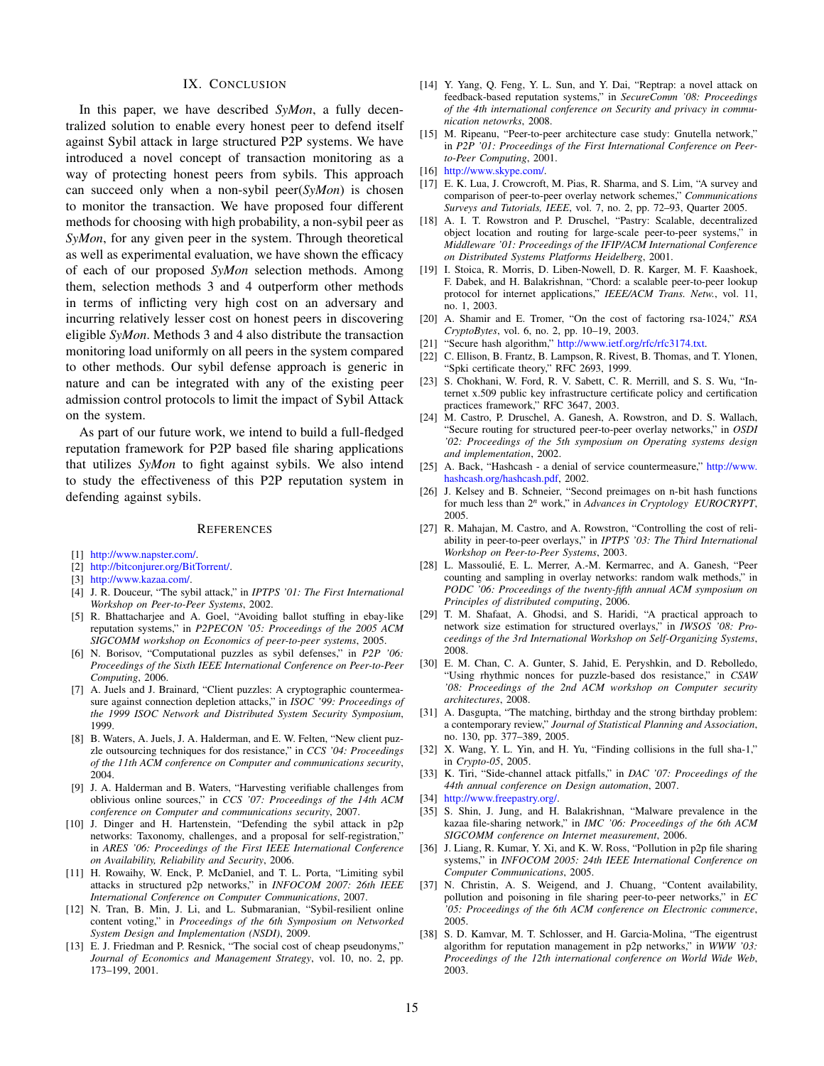## IX. Conclusion

In this paper, we have described *SyMon*, a fully decentralized solution to enable every honest peer to defend itself against Sybil attack in large structured P2P systems. We have introduced a novel concept of transaction monitoring as a way of protecting honest peers from sybils. This approach can succeed only when a non-sybil peer(*SyMon*) is chosen to monitor the transaction. We have proposed four different methods for choosing with high probability, a non-sybil peer as *SyMon*, for any given peer in the system. Through theoretical as well as experimental evaluation, we have shown the efficacy of each of our proposed *SyMon* selection methods. Among them, selection methods 3 and 4 outperform other methods in terms of inflicting very high cost on an adversary and incurring relatively lesser cost on honest peers in discovering eligible *SyMon*. Methods 3 and 4 also distribute the transaction monitoring load uniformly on all peers in the system compared to other methods. Our sybil defense approach is generic in nature and can be integrated with any of the existing peer admission control protocols to limit the impact of Sybil Attack on the system.

As part of our future work, we intend to build a full-fledged reputation framework for P2P based file sharing applications that utilizes *SyMon* to fight against sybils. We also intend to study the effectiveness of this P2P reputation system in defending against sybils.

## References

[1] http://www.napster.com/.

[2] http://bitconjurer.org/BitTorrent/.

[3] http://www.kazaa.com/.

[4] J. R. Douceur, "The sybil attack," in *IPTPS '01: The First International Workshop on Peer-to-Peer Systems*, 2002.

[5] R. Bhattacharjee and A. Goel, "Avoiding ballot stuffing in ebay-like reputation systems," in *P2PECON '05: Proceedings of the 2005 ACM SIGCOMM workshop on Economics of peer-to-peer systems*, 2005.

[6] N. Borisov, "Computational puzzles as sybil defenses," in *P2P '06: Proceedings of the Sixth IEEE International Conference on Peer-to-Peer Computing*, 2006.

[7] A. Juels and J. Brainard, "Client puzzles: A cryptographic countermeasure against connection depletion attacks," in *ISOC '99: Proceedings of the 1999 ISOC Network and Distributed System Security Symposium*, 1999.

[8] B. Waters, A. Juels, J. A. Halderman, and E. W. Felten, "New client puzzle outsourcing techniques for dos resistance," in *CCS '04: Proceedings of the 11th ACM conference on Computer and communications security*, 2004.

[9] J. A. Halderman and B. Waters, "Harvesting verifiable challenges from oblivious online sources," in *CCS '07: Proceedings of the 14th ACM conference on Computer and communications security*, 2007.

[10] J. Dinger and H. Hartenstein, "Defending the sybil attack in p2p networks: Taxonomy, challenges, and a proposal for self-registration," in *ARES '06: Proceedings of the First International Conference on Availability, Reliability and Security*, 2006.

[11] H. Rowaihy, W. Enck, P. McDaniel, and T. L. Porta, "Limiting sybil attacks in structured p2p networks," in *INFOCOM 2007: 26th IEEE International Conference on Computer Communications*, 2007.

[12] N. Tran, B. Min, J. Li, and L. Submaranian, "Sybil-resilient online content voting," in *Proceedings of the 6th Symposium on Networked System Design and Implementation (NSDI)*, 2009.

[13] E. J. Friedman and P. Resnick, "The social cost of cheap pseudonyms," *Journal of Economics and Management Strategy*, vol. 10, no. 2, pp. 173–199, 2001.

[14] Y. Yang, Q. Feng, Y. L. Sun, and Y. Dai, "Reptrap: a novel attack on feedback-based reputation systems," in *SecureComm '08: Proceedings of the 4th international conference on Security and privacy in communication netowrks*, 2008.

[15] M. Ripeanu, "Peer-to-peer architecture case study: Gnutella network," in *P2P '01: Proceedings of the First International Conference on Peer-to-Peer Computing*, 2001.

[16] http://www.skype.com/.

[17] E. K. Lua, J. Crowcroft, M. Pias, R. Sharma, and S. Lim, "A survey and comparison of peer-to-peer overlay network schemes," *Communications Surveys and Tutorials, IEEE*, vol. 7, no. 2, pp. 72–93, Quarter 2005.

[18] A. I. T. Rowstron and P. Druschel, "Pastry: Scalable, decentralized object location and routing for large-scale peer-to-peer systems," in *Middleware '01: Proceedings of the IFIP/ACM International Conference on Distributed Systems Platforms Heidelberg*, 2001.

[19] I. Stoica, R. Morris, D. Liben-Nowell, D. R. Karger, M. F. Kaashoek, F. Dabek, and H. Balakrishnan, "Chord: a scalable peer-to-peer lookup protocol for internet applications," *IEEE/ACM Trans. Netw.*, vol. 11, no. 1, 2003.

[20] A. Shamir and E. Tromer, "On the cost of factoring rsa-1024," *RSA CryptoBytes*, vol. 6, no. 2, pp. 10–19, 2003.

[21] "Secure hash algorithm," http://www.ietf.org/rfc/rfc3174.txt.

[22] C. Ellison, B. Frantz, B. Lampson, R. Rivest, B. Thomas, and T. Ylonen, "Spki certificate theory," RFC 2693, 1999.

[23] S. Chokhani, W. Ford, R. V. Sabett, C. R. Merrill, and S. S. Wu, "Internet x.509 public key infrastructure certificate policy and certification practices framework," RFC 3647, 2003.

[24] M. Castro, P. Druschel, A. Ganesh, A. Rowstron, and D. S. Wallach, "Secure routing for structured peer-to-peer overlay networks," in *OSDI '02: Proceedings of the 5th symposium on Operating systems design and implementation*, 2002.

[25] A. Back, "Hashcash - a denial of service countermeasure," http://www.hashcash.org/hashcash.pdf, 2002.

[26] J. Kelsey and B. Schneier, "Second preimages on n-bit hash functions for much less than $2^n$ work," in *Advances in Cryptology EUROCRYPT*, 2005.

[27] R. Mahajan, M. Castro, and A. Rowstron, "Controlling the cost of reliability in peer-to-peer overlays," in *IPTPS '03: The Third International Workshop on Peer-to-Peer Systems*, 2003.

[28] L. Massoulié, E. L. Merrer, A.-M. Kermarrec, and A. Ganesh, "Peer counting and sampling in overlay networks: random walk methods," in *PODC '06: Proceedings of the twenty-fifth annual ACM symposium on Principles of distributed computing*, 2006.

[29] T. M. Shafaat, A. Ghodsi, and S. Haridi, "A practical approach to network size estimation for structured overlays," in *IWSOS '08: Proceedings of the 3rd International Workshop on Self-Organizing Systems*, 2008.

[30] E. M. Chan, C. A. Gunter, S. Jahid, E. Peryshkin, and D. Rebolledo, "Using rhythmic nonces for puzzle-based dos resistance," in *CSAW '08: Proceedings of the 2nd ACM workshop on Computer security architectures*, 2008.

[31] A. Dasgupta, "The matching, birthday and the strong birthday problem: a contemporary review," *Journal of Statistical Planning and Association*, no. 130, pp. 377–389, 2005.

[32] X. Wang, Y. L. Yin, and H. Yu, "Finding collisions in the full sha-1," in *Crypto-05*, 2005.

[33] K. Tiri, "Side-channel attack pitfalls," in *DAC '07: Proceedings of the 44th annual conference on Design automation*, 2007.

[34] http://www.freepastry.org/.

[35] S. Shin, J. Jung, and H. Balakrishnan, "Malware prevalence in the kazaa file-sharing network," in *IMC '06: Proceedings of the 6th ACM SIGCOMM conference on Internet measurement*, 2006.

[36] J. Liang, R. Kumar, Y. Xi, and K. W. Ross, "Pollution in p2p file sharing systems," in *INFOCOM 2005: 24th IEEE International Conference on Computer Communications*, 2005.

[37] N. Christin, A. S. Weigend, and J. Chuang, "Content availability, pollution and poisoning in file sharing peer-to-peer networks," in *EC '05: Proceedings of the 6th ACM conference on Electronic commerce*, 2005.

[38] S. D. Kamvar, M. T. Schlosser, and H. Garcia-Molina, "The eigentrust algorithm for reputation management in p2p networks," in *WWW '03: Proceedings of the 12th international conference on World Wide Web*, 2003.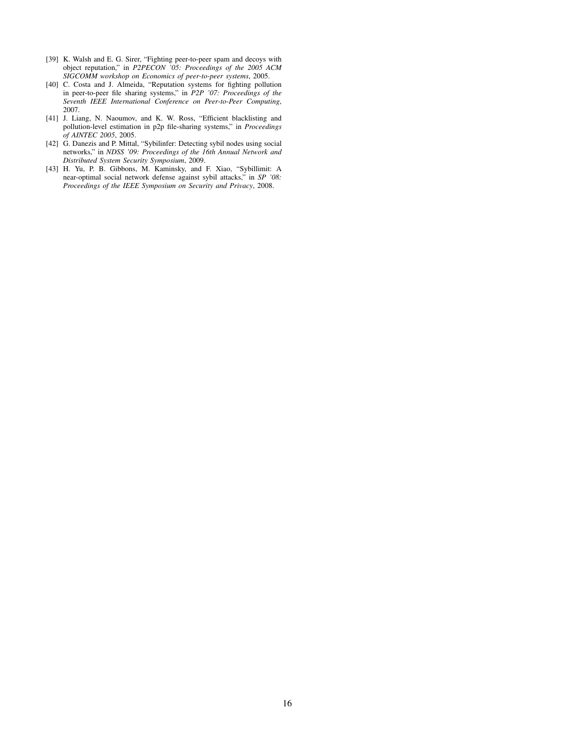[39] K. Walsh and E. G. Sirer, "Fighting peer-to-peer spam and decoys with object reputation," in *P2PECON '05: Proceedings of the 2005 ACM SIGCOMM workshop on Economics of peer-to-peer systems*, 2005.

[40] C. Costa and J. Almeida, "Reputation systems for fighting pollution in peer-to-peer file sharing systems," in *P2P '07: Proceedings of the Seventh IEEE International Conference on Peer-to-Peer Computing*, 2007.

[41] J. Liang, N. Naoumov, and K. W. Ross, "Efficient blacklisting and pollution-level estimation in p2p file-sharing systems," in *Proceedings of AINTEC 2005*, 2005.

[42] G. Danezis and P. Mittal, "Sybilinfer: Detecting sybil nodes using social networks," in *NDSS '09: Proceedings of the 16th Annual Network and Distributed System Security Symposium*, 2009.

[43] H. Yu, P. B. Gibbons, M. Kaminsky, and F. Xiao, "Sybillimit: A near-optimal social network defense against sybil attacks," in *SP '08: Proceedings of the IEEE Symposium on Security and Privacy*, 2008.